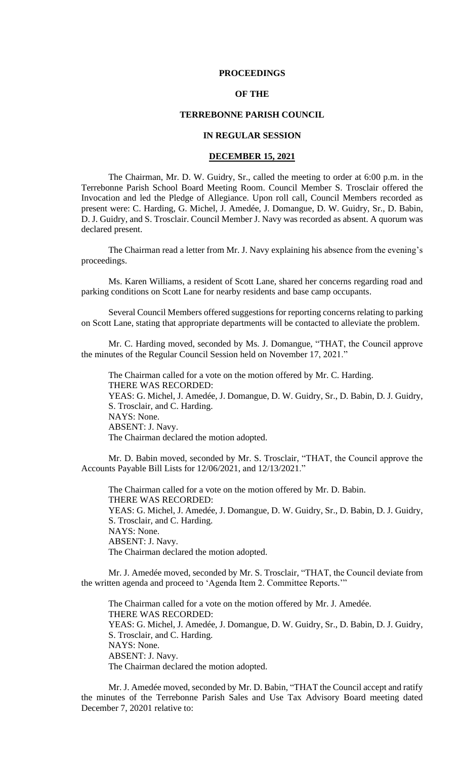# PROCEEDINGS

# OF THE

# TERREBONNE PARISH COUNCIL

# IN REGULAR SESSION

## DECEMBER 15, 2021

The Chairman, Mr. D. W. Guidry, Sr., called the meeting to order at 6:00 p.m. in the Terrebonne Parish School Board Meeting Room. Council Member S. Trosclair offered the Invocation and led the Pledge of Allegiance. Upon roll call, Council Members recorded as present were: C. Harding, G. Michel, J. Amedée, J. Domangue, D. W. Guidry, Sr., D. Babin, D. J. Guidry, and S. Trosclair. Council Member J. Navy was recorded as absent. A quorum was declared present.

The Chairman read a letter from Mr. J. Navy explaining his absence from the evening's proceedings.

Ms. Karen Williams, a resident of Scott Lane, shared her concerns regarding road and parking conditions on Scott Lane for nearby residents and base camp occupants.

Several Council Members offered suggestions for reporting concerns relating to parking on Scott Lane, stating that appropriate departments will be contacted to alleviate the problem.

Mr. C. Harding moved, seconded by Ms. J. Domangue, "THAT, the Council approve the minutes of the Regular Council Session held on November 17, 2021."

The Chairman called for a vote on the motion offered by Mr. C. Harding.
THERE WAS RECORDED:
YEAS: G. Michel, J. Amedée, J. Domangue, D. W. Guidry, Sr., D. Babin, D. J. Guidry, S. Trosclair, and C. Harding.
NAYS: None.
ABSENT: J. Navy.
The Chairman declared the motion adopted.

Mr. D. Babin moved, seconded by Mr. S. Trosclair, "THAT, the Council approve the Accounts Payable Bill Lists for 12/06/2021, and 12/13/2021."

The Chairman called for a vote on the motion offered by Mr. D. Babin.
THERE WAS RECORDED:
YEAS: G. Michel, J. Amedée, J. Domangue, D. W. Guidry, Sr., D. Babin, D. J. Guidry, S. Trosclair, and C. Harding.
NAYS: None.
ABSENT: J. Navy.
The Chairman declared the motion adopted.

Mr. J. Amedée moved, seconded by Mr. S. Trosclair, "THAT, the Council deviate from the written agenda and proceed to 'Agenda Item 2. Committee Reports.'"

The Chairman called for a vote on the motion offered by Mr. J. Amedée.
THERE WAS RECORDED:
YEAS: G. Michel, J. Amedée, J. Domangue, D. W. Guidry, Sr., D. Babin, D. J. Guidry, S. Trosclair, and C. Harding.
NAYS: None.
ABSENT: J. Navy.
The Chairman declared the motion adopted.

Mr. J. Amedée moved, seconded by Mr. D. Babin, "THAT the Council accept and ratify the minutes of the Terrebonne Parish Sales and Use Tax Advisory Board meeting dated December 7, 20201 relative to: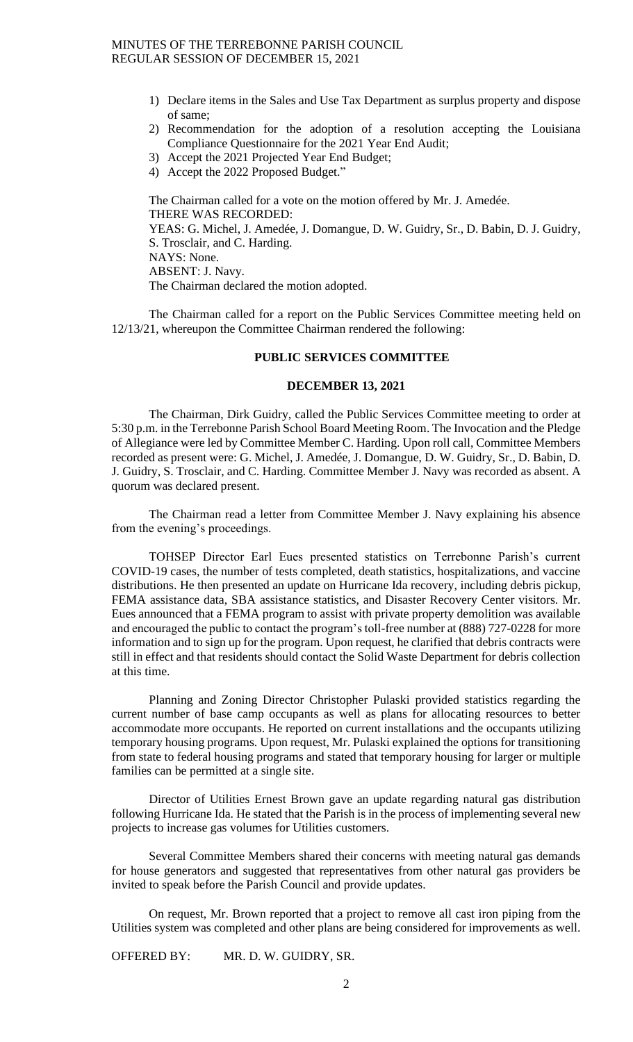1) Declare items in the Sales and Use Tax Department as surplus property and dispose of same;
2) Recommendation for the adoption of a resolution accepting the Louisiana Compliance Questionnaire for the 2021 Year End Audit;
3) Accept the 2021 Projected Year End Budget;
4) Accept the 2022 Proposed Budget."

The Chairman called for a vote on the motion offered by Mr. J. Amedée.
THERE WAS RECORDED:
YEAS: G. Michel, J. Amedée, J. Domangue, D. W. Guidry, Sr., D. Babin, D. J. Guidry, S. Trosclair, and C. Harding.
NAYS: None.
ABSENT: J. Navy.
The Chairman declared the motion adopted.

The Chairman called for a report on the Public Services Committee meeting held on 12/13/21, whereupon the Committee Chairman rendered the following:

## PUBLIC SERVICES COMMITTEE

## DECEMBER 13, 2021

The Chairman, Dirk Guidry, called the Public Services Committee meeting to order at 5:30 p.m. in the Terrebonne Parish School Board Meeting Room. The Invocation and the Pledge of Allegiance were led by Committee Member C. Harding. Upon roll call, Committee Members recorded as present were: G. Michel, J. Amedée, J. Domangue, D. W. Guidry, Sr., D. Babin, D. J. Guidry, S. Trosclair, and C. Harding. Committee Member J. Navy was recorded as absent. A quorum was declared present.

The Chairman read a letter from Committee Member J. Navy explaining his absence from the evening's proceedings.

TOHSEP Director Earl Eues presented statistics on Terrebonne Parish's current COVID-19 cases, the number of tests completed, death statistics, hospitalizations, and vaccine distributions. He then presented an update on Hurricane Ida recovery, including debris pickup, FEMA assistance data, SBA assistance statistics, and Disaster Recovery Center visitors. Mr. Eues announced that a FEMA program to assist with private property demolition was available and encouraged the public to contact the program's toll-free number at (888) 727-0228 for more information and to sign up for the program. Upon request, he clarified that debris contracts were still in effect and that residents should contact the Solid Waste Department for debris collection at this time.

Planning and Zoning Director Christopher Pulaski provided statistics regarding the current number of base camp occupants as well as plans for allocating resources to better accommodate more occupants. He reported on current installations and the occupants utilizing temporary housing programs. Upon request, Mr. Pulaski explained the options for transitioning from state to federal housing programs and stated that temporary housing for larger or multiple families can be permitted at a single site.

Director of Utilities Ernest Brown gave an update regarding natural gas distribution following Hurricane Ida. He stated that the Parish is in the process of implementing several new projects to increase gas volumes for Utilities customers.

Several Committee Members shared their concerns with meeting natural gas demands for house generators and suggested that representatives from other natural gas providers be invited to speak before the Parish Council and provide updates.

On request, Mr. Brown reported that a project to remove all cast iron piping from the Utilities system was completed and other plans are being considered for improvements as well.

OFFERED BY: MR. D. W. GUIDRY, SR.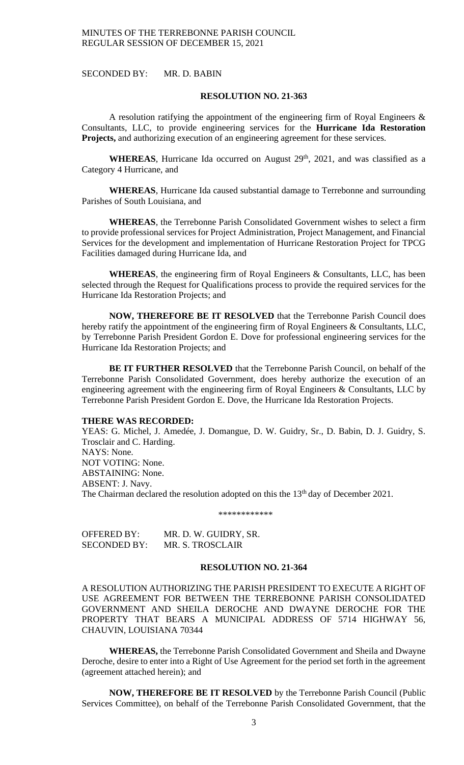SECONDED BY: MR. D. BABIN

**RESOLUTION NO. 21-363**

A resolution ratifying the appointment of the engineering firm of Royal Engineers & Consultants, LLC, to provide engineering services for the **Hurricane Ida Restoration Projects,** and authorizing execution of an engineering agreement for these services.

**WHEREAS**, Hurricane Ida occurred on August 29th, 2021, and was classified as a Category 4 Hurricane, and

**WHEREAS**, Hurricane Ida caused substantial damage to Terrebonne and surrounding Parishes of South Louisiana, and

**WHEREAS**, the Terrebonne Parish Consolidated Government wishes to select a firm to provide professional services for Project Administration, Project Management, and Financial Services for the development and implementation of Hurricane Restoration Project for TPCG Facilities damaged during Hurricane Ida, and

**WHEREAS**, the engineering firm of Royal Engineers & Consultants, LLC, has been selected through the Request for Qualifications process to provide the required services for the Hurricane Ida Restoration Projects; and

**NOW, THEREFORE BE IT RESOLVED** that the Terrebonne Parish Council does hereby ratify the appointment of the engineering firm of Royal Engineers & Consultants, LLC, by Terrebonne Parish President Gordon E. Dove for professional engineering services for the Hurricane Ida Restoration Projects; and

**BE IT FURTHER RESOLVED** that the Terrebonne Parish Council, on behalf of the Terrebonne Parish Consolidated Government, does hereby authorize the execution of an engineering agreement with the engineering firm of Royal Engineers & Consultants, LLC by Terrebonne Parish President Gordon E. Dove, the Hurricane Ida Restoration Projects.

**THERE WAS RECORDED:**
YEAS: G. Michel, J. Amedée, J. Domangue, D. W. Guidry, Sr., D. Babin, D. J. Guidry, S. Trosclair and C. Harding.
NAYS: None.
NOT VOTING: None.
ABSTAINING: None.
ABSENT: J. Navy.
The Chairman declared the resolution adopted on this the 13th day of December 2021.

\*\*\*\*\*\*\*\*\*\*\*\*

OFFERED BY: MR. D. W. GUIDRY, SR.
SECONDED BY: MR. S. TROSCLAIR

**RESOLUTION NO. 21-364**

A RESOLUTION AUTHORIZING THE PARISH PRESIDENT TO EXECUTE A RIGHT OF USE AGREEMENT FOR BETWEEN THE TERREBONNE PARISH CONSOLIDATED GOVERNMENT AND SHEILA DEROCHE AND DWAYNE DEROCHE FOR THE PROPERTY THAT BEARS A MUNICIPAL ADDRESS OF 5714 HIGHWAY 56, CHAUVIN, LOUISIANA 70344

**WHEREAS,** the Terrebonne Parish Consolidated Government and Sheila and Dwayne Deroche, desire to enter into a Right of Use Agreement for the period set forth in the agreement (agreement attached herein); and

**NOW, THEREFORE BE IT RESOLVED** by the Terrebonne Parish Council (Public Services Committee), on behalf of the Terrebonne Parish Consolidated Government, that the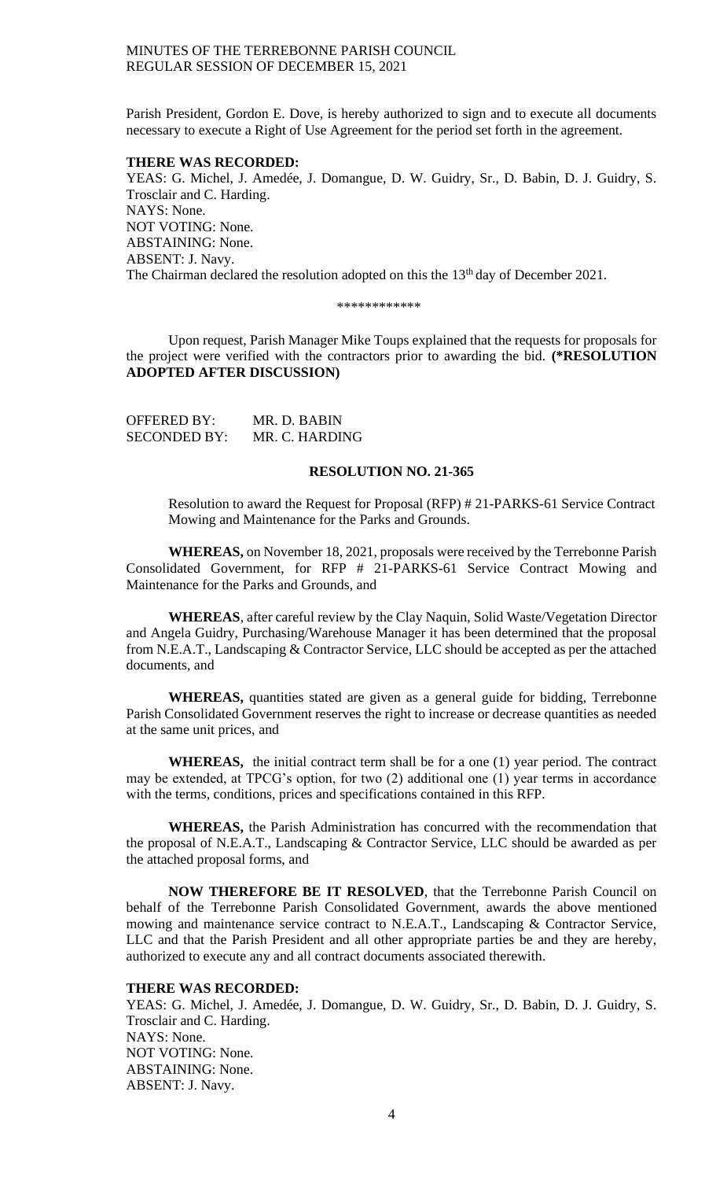Parish President, Gordon E. Dove, is hereby authorized to sign and to execute all documents necessary to execute a Right of Use Agreement for the period set forth in the agreement.

**THERE WAS RECORDED:**
YEAS: G. Michel, J. Amedée, J. Domangue, D. W. Guidry, Sr., D. Babin, D. J. Guidry, S. Trosclair and C. Harding.
NAYS: None.
NOT VOTING: None.
ABSTAINING: None.
ABSENT: J. Navy.
The Chairman declared the resolution adopted on this the 13th day of December 2021.

\*\*\*\*\*\*\*\*\*\*\*\*

Upon request, Parish Manager Mike Toups explained that the requests for proposals for the project were verified with the contractors prior to awarding the bid. **(\*RESOLUTION ADOPTED AFTER DISCUSSION)**

OFFERED BY: MR. D. BABIN
SECONDED BY: MR. C. HARDING

**RESOLUTION NO. 21-365**

Resolution to award the Request for Proposal (RFP) # 21-PARKS-61 Service Contract Mowing and Maintenance for the Parks and Grounds.

**WHEREAS,** on November 18, 2021, proposals were received by the Terrebonne Parish Consolidated Government, for RFP # 21-PARKS-61 Service Contract Mowing and Maintenance for the Parks and Grounds, and

**WHEREAS**, after careful review by the Clay Naquin, Solid Waste/Vegetation Director and Angela Guidry, Purchasing/Warehouse Manager it has been determined that the proposal from N.E.A.T., Landscaping & Contractor Service, LLC should be accepted as per the attached documents, and

**WHEREAS,** quantities stated are given as a general guide for bidding, Terrebonne Parish Consolidated Government reserves the right to increase or decrease quantities as needed at the same unit prices, and

**WHEREAS,** the initial contract term shall be for a one (1) year period. The contract may be extended, at TPCG's option, for two (2) additional one (1) year terms in accordance with the terms, conditions, prices and specifications contained in this RFP.

**WHEREAS,** the Parish Administration has concurred with the recommendation that the proposal of N.E.A.T., Landscaping & Contractor Service, LLC should be awarded as per the attached proposal forms, and

**NOW THEREFORE BE IT RESOLVED**, that the Terrebonne Parish Council on behalf of the Terrebonne Parish Consolidated Government, awards the above mentioned mowing and maintenance service contract to N.E.A.T., Landscaping & Contractor Service, LLC and that the Parish President and all other appropriate parties be and they are hereby, authorized to execute any and all contract documents associated therewith.

**THERE WAS RECORDED:**
YEAS: G. Michel, J. Amedée, J. Domangue, D. W. Guidry, Sr., D. Babin, D. J. Guidry, S. Trosclair and C. Harding.
NAYS: None.
NOT VOTING: None.
ABSTAINING: None.
ABSENT: J. Navy.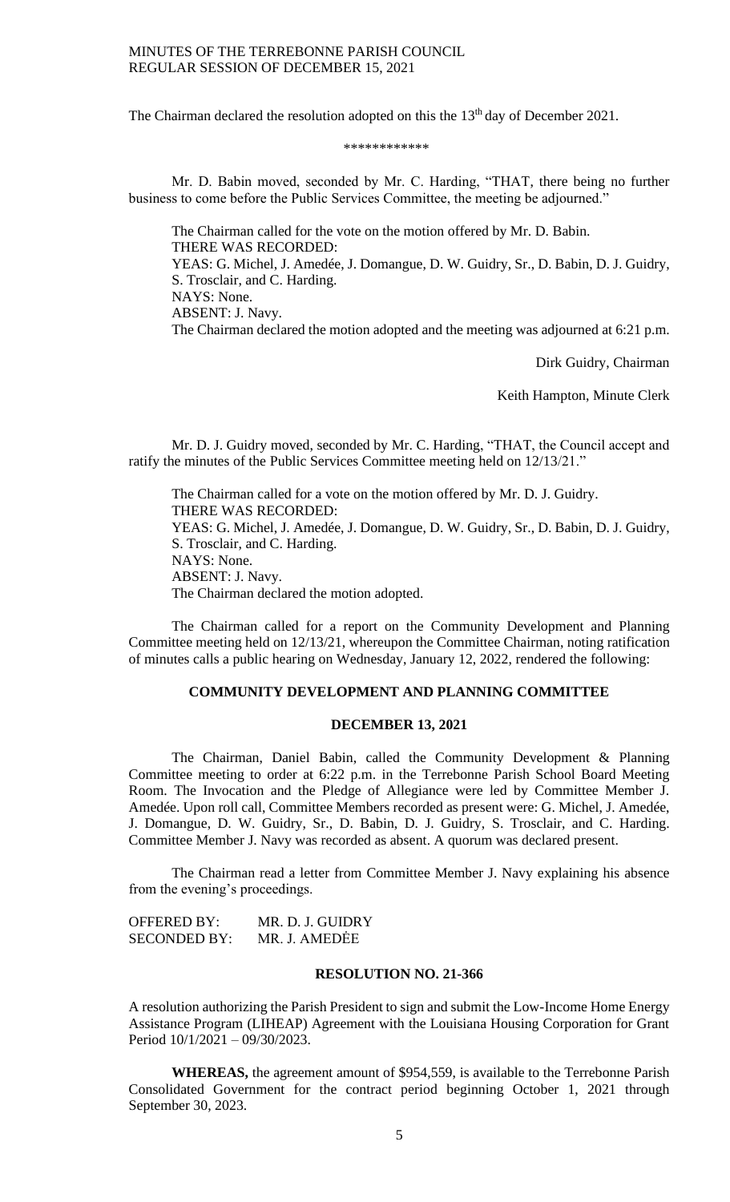The Chairman declared the resolution adopted on this the 13[th] day of December 2021.

\*\*\*\*\*\*\*\*\*\*\*\*

Mr. D. Babin moved, seconded by Mr. C. Harding, "THAT, there being no further business to come before the Public Services Committee, the meeting be adjourned."

The Chairman called for the vote on the motion offered by Mr. D. Babin.
THERE WAS RECORDED:
YEAS: G. Michel, J. Amedée, J. Domangue, D. W. Guidry, Sr., D. Babin, D. J. Guidry, S. Trosclair, and C. Harding.
NAYS: None.
ABSENT: J. Navy.
The Chairman declared the motion adopted and the meeting was adjourned at 6:21 p.m.

Dirk Guidry, Chairman

Keith Hampton, Minute Clerk

Mr. D. J. Guidry moved, seconded by Mr. C. Harding, "THAT, the Council accept and ratify the minutes of the Public Services Committee meeting held on 12/13/21."

The Chairman called for a vote on the motion offered by Mr. D. J. Guidry.
THERE WAS RECORDED:
YEAS: G. Michel, J. Amedée, J. Domangue, D. W. Guidry, Sr., D. Babin, D. J. Guidry, S. Trosclair, and C. Harding.
NAYS: None.
ABSENT: J. Navy.
The Chairman declared the motion adopted.

The Chairman called for a report on the Community Development and Planning Committee meeting held on 12/13/21, whereupon the Committee Chairman, noting ratification of minutes calls a public hearing on Wednesday, January 12, 2022, rendered the following:

**COMMUNITY DEVELOPMENT AND PLANNING COMMITTEE**

**DECEMBER 13, 2021**

The Chairman, Daniel Babin, called the Community Development & Planning Committee meeting to order at 6:22 p.m. in the Terrebonne Parish School Board Meeting Room. The Invocation and the Pledge of Allegiance were led by Committee Member J. Amedée. Upon roll call, Committee Members recorded as present were: G. Michel, J. Amedée, J. Domangue, D. W. Guidry, Sr., D. Babin, D. J. Guidry, S. Trosclair, and C. Harding. Committee Member J. Navy was recorded as absent. A quorum was declared present.

The Chairman read a letter from Committee Member J. Navy explaining his absence from the evening's proceedings.

OFFERED BY: MR. D. J. GUIDRY
SECONDED BY: MR. J. AMEDĖE

**RESOLUTION NO. 21-366**

A resolution authorizing the Parish President to sign and submit the Low-Income Home Energy Assistance Program (LIHEAP) Agreement with the Louisiana Housing Corporation for Grant Period 10/1/2021 – 09/30/2023.

**WHEREAS,** the agreement amount of $954,559, is available to the Terrebonne Parish Consolidated Government for the contract period beginning October 1, 2021 through September 30, 2023.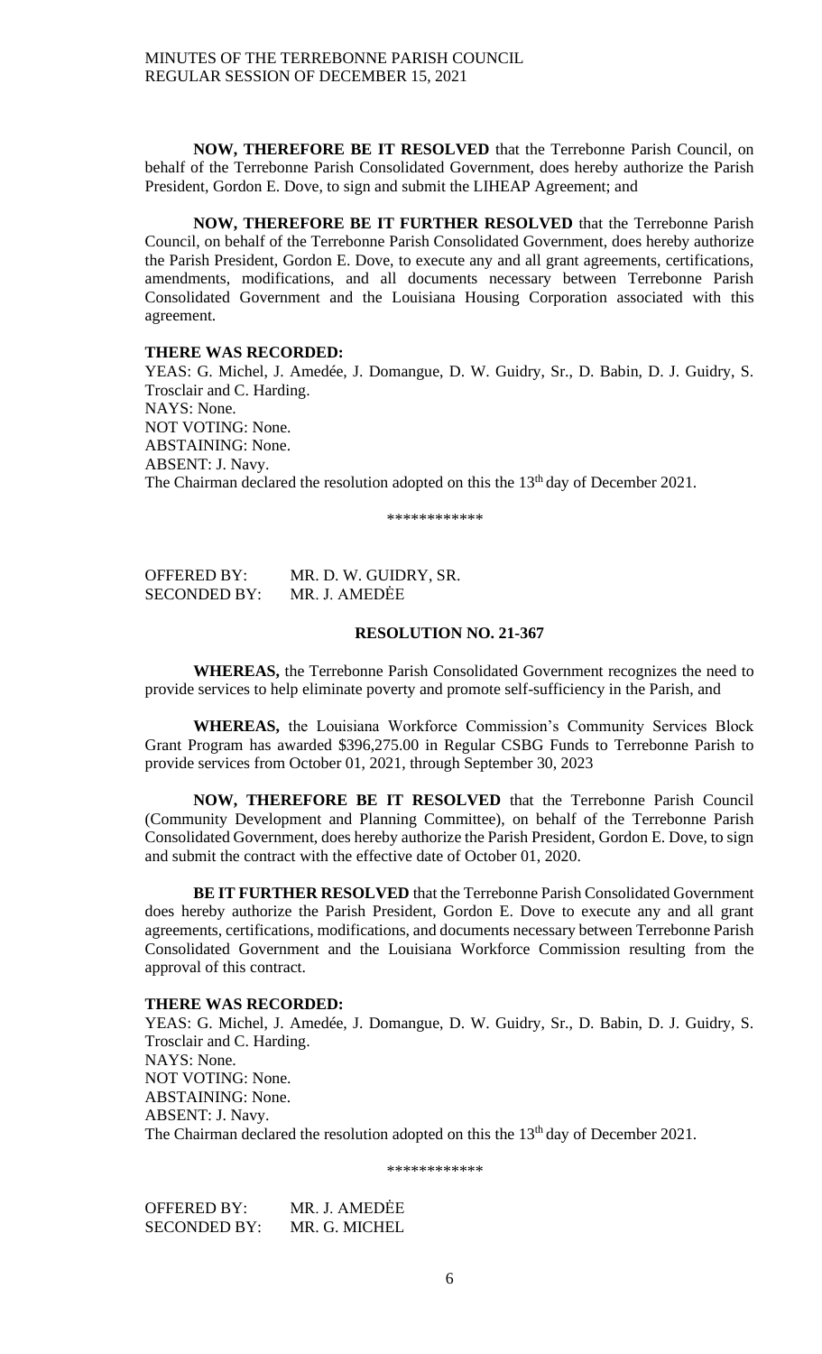**NOW, THEREFORE BE IT RESOLVED** that the Terrebonne Parish Council, on behalf of the Terrebonne Parish Consolidated Government, does hereby authorize the Parish President, Gordon E. Dove, to sign and submit the LIHEAP Agreement; and

**NOW, THEREFORE BE IT FURTHER RESOLVED** that the Terrebonne Parish Council, on behalf of the Terrebonne Parish Consolidated Government, does hereby authorize the Parish President, Gordon E. Dove, to execute any and all grant agreements, certifications, amendments, modifications, and all documents necessary between Terrebonne Parish Consolidated Government and the Louisiana Housing Corporation associated with this agreement.

**THERE WAS RECORDED:**
YEAS: G. Michel, J. Amedée, J. Domangue, D. W. Guidry, Sr., D. Babin, D. J. Guidry, S. Trosclair and C. Harding.
NAYS: None.
NOT VOTING: None.
ABSTAINING: None.
ABSENT: J. Navy.
The Chairman declared the resolution adopted on this the 13th day of December 2021.

\*\*\*\*\*\*\*\*\*\*\*\*

OFFERED BY: MR. D. W. GUIDRY, SR.
SECONDED BY: MR. J. AMEDĖE

**RESOLUTION NO. 21-367**

**WHEREAS,** the Terrebonne Parish Consolidated Government recognizes the need to provide services to help eliminate poverty and promote self-sufficiency in the Parish, and

**WHEREAS,** the Louisiana Workforce Commission's Community Services Block Grant Program has awarded $396,275.00 in Regular CSBG Funds to Terrebonne Parish to provide services from October 01, 2021, through September 30, 2023

**NOW, THEREFORE BE IT RESOLVED** that the Terrebonne Parish Council (Community Development and Planning Committee), on behalf of the Terrebonne Parish Consolidated Government, does hereby authorize the Parish President, Gordon E. Dove, to sign and submit the contract with the effective date of October 01, 2020.

**BE IT FURTHER RESOLVED** that the Terrebonne Parish Consolidated Government does hereby authorize the Parish President, Gordon E. Dove to execute any and all grant agreements, certifications, modifications, and documents necessary between Terrebonne Parish Consolidated Government and the Louisiana Workforce Commission resulting from the approval of this contract.

**THERE WAS RECORDED:**
YEAS: G. Michel, J. Amedée, J. Domangue, D. W. Guidry, Sr., D. Babin, D. J. Guidry, S. Trosclair and C. Harding.
NAYS: None.
NOT VOTING: None.
ABSTAINING: None.
ABSENT: J. Navy.
The Chairman declared the resolution adopted on this the 13th day of December 2021.

\*\*\*\*\*\*\*\*\*\*\*\*

OFFERED BY: MR. J. AMEDĖE
SECONDED BY: MR. G. MICHEL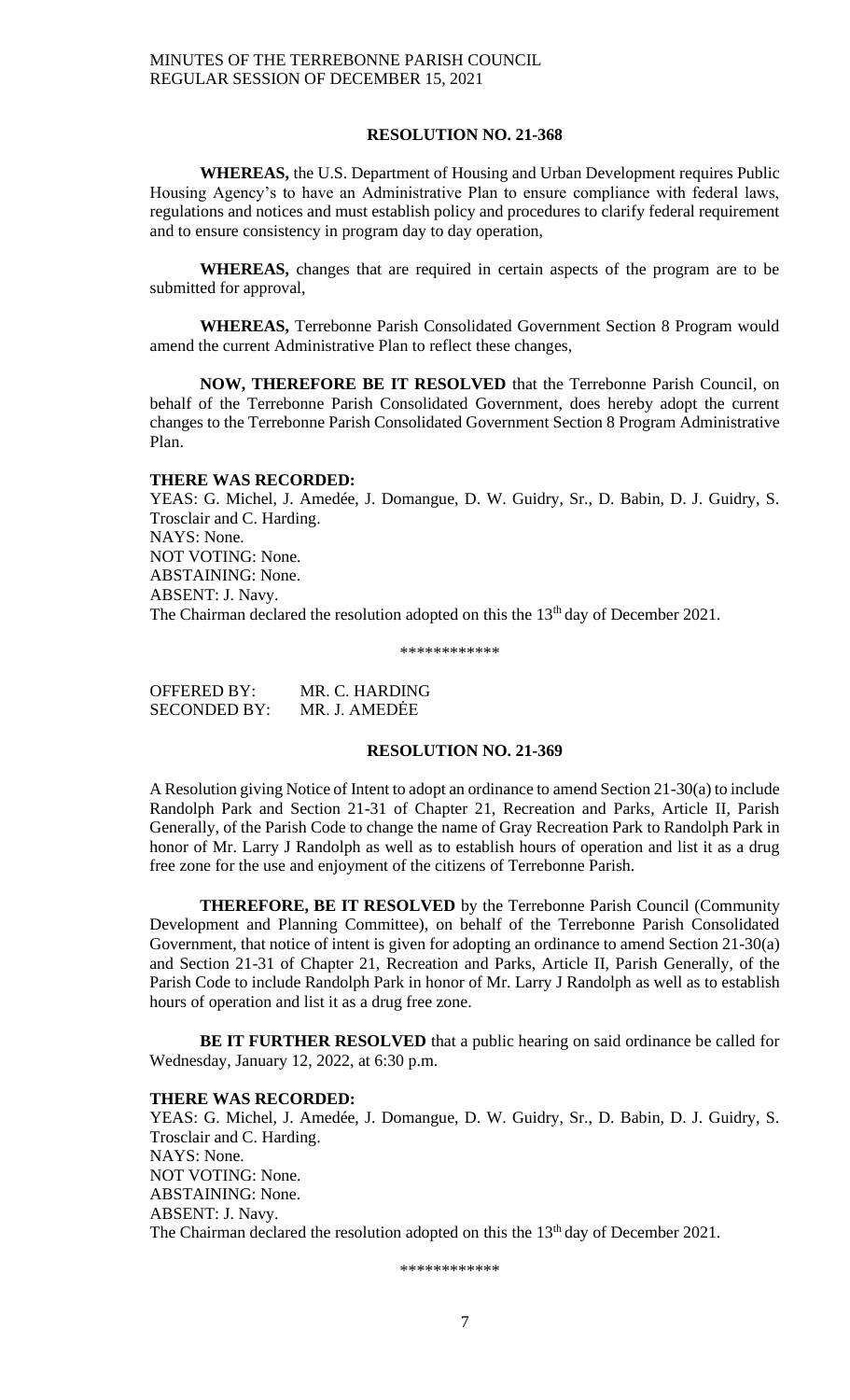**RESOLUTION NO. 21-368**

**WHEREAS,** the U.S. Department of Housing and Urban Development requires Public Housing Agency's to have an Administrative Plan to ensure compliance with federal laws, regulations and notices and must establish policy and procedures to clarify federal requirement and to ensure consistency in program day to day operation,

**WHEREAS,** changes that are required in certain aspects of the program are to be submitted for approval,

**WHEREAS,** Terrebonne Parish Consolidated Government Section 8 Program would amend the current Administrative Plan to reflect these changes,

**NOW, THEREFORE BE IT RESOLVED** that the Terrebonne Parish Council, on behalf of the Terrebonne Parish Consolidated Government, does hereby adopt the current changes to the Terrebonne Parish Consolidated Government Section 8 Program Administrative Plan.

**THERE WAS RECORDED:**
YEAS: G. Michel, J. Amedée, J. Domangue, D. W. Guidry, Sr., D. Babin, D. J. Guidry, S. Trosclair and C. Harding.
NAYS: None.
NOT VOTING: None.
ABSTAINING: None.
ABSENT: J. Navy.
The Chairman declared the resolution adopted on this the 13th day of December 2021.

\*\*\*\*\*\*\*\*\*\*\*\*

OFFERED BY: MR. C. HARDING
SECONDED BY: MR. J. AMEDĖE

**RESOLUTION NO. 21-369**

A Resolution giving Notice of Intent to adopt an ordinance to amend Section 21-30(a) to include Randolph Park and Section 21-31 of Chapter 21, Recreation and Parks, Article II, Parish Generally, of the Parish Code to change the name of Gray Recreation Park to Randolph Park in honor of Mr. Larry J Randolph as well as to establish hours of operation and list it as a drug free zone for the use and enjoyment of the citizens of Terrebonne Parish.

**THEREFORE, BE IT RESOLVED** by the Terrebonne Parish Council (Community Development and Planning Committee), on behalf of the Terrebonne Parish Consolidated Government, that notice of intent is given for adopting an ordinance to amend Section 21-30(a) and Section 21-31 of Chapter 21, Recreation and Parks, Article II, Parish Generally, of the Parish Code to include Randolph Park in honor of Mr. Larry J Randolph as well as to establish hours of operation and list it as a drug free zone.

**BE IT FURTHER RESOLVED** that a public hearing on said ordinance be called for Wednesday, January 12, 2022, at 6:30 p.m.

**THERE WAS RECORDED:**
YEAS: G. Michel, J. Amedée, J. Domangue, D. W. Guidry, Sr., D. Babin, D. J. Guidry, S. Trosclair and C. Harding.
NAYS: None.
NOT VOTING: None.
ABSTAINING: None.
ABSENT: J. Navy.
The Chairman declared the resolution adopted on this the 13th day of December 2021.

\*\*\*\*\*\*\*\*\*\*\*\*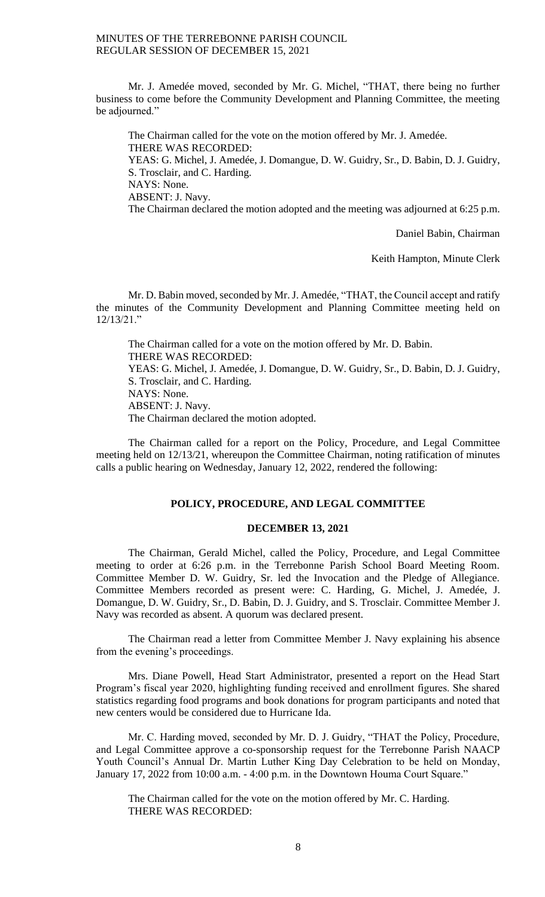Mr. J. Amedée moved, seconded by Mr. G. Michel, "THAT, there being no further business to come before the Community Development and Planning Committee, the meeting be adjourned."

The Chairman called for the vote on the motion offered by Mr. J. Amedée.
THERE WAS RECORDED:
YEAS: G. Michel, J. Amedée, J. Domangue, D. W. Guidry, Sr., D. Babin, D. J. Guidry, S. Trosclair, and C. Harding.
NAYS: None.
ABSENT: J. Navy.
The Chairman declared the motion adopted and the meeting was adjourned at 6:25 p.m.

Daniel Babin, Chairman

Keith Hampton, Minute Clerk

Mr. D. Babin moved, seconded by Mr. J. Amedée, "THAT, the Council accept and ratify the minutes of the Community Development and Planning Committee meeting held on 12/13/21."

The Chairman called for a vote on the motion offered by Mr. D. Babin.
THERE WAS RECORDED:
YEAS: G. Michel, J. Amedée, J. Domangue, D. W. Guidry, Sr., D. Babin, D. J. Guidry, S. Trosclair, and C. Harding.
NAYS: None.
ABSENT: J. Navy.
The Chairman declared the motion adopted.

The Chairman called for a report on the Policy, Procedure, and Legal Committee meeting held on 12/13/21, whereupon the Committee Chairman, noting ratification of minutes calls a public hearing on Wednesday, January 12, 2022, rendered the following:

## POLICY, PROCEDURE, AND LEGAL COMMITTEE

### DECEMBER 13, 2021

The Chairman, Gerald Michel, called the Policy, Procedure, and Legal Committee meeting to order at 6:26 p.m. in the Terrebonne Parish School Board Meeting Room. Committee Member D. W. Guidry, Sr. led the Invocation and the Pledge of Allegiance. Committee Members recorded as present were: C. Harding, G. Michel, J. Amedée, J. Domangue, D. W. Guidry, Sr., D. Babin, D. J. Guidry, and S. Trosclair. Committee Member J. Navy was recorded as absent. A quorum was declared present.

The Chairman read a letter from Committee Member J. Navy explaining his absence from the evening's proceedings.

Mrs. Diane Powell, Head Start Administrator, presented a report on the Head Start Program's fiscal year 2020, highlighting funding received and enrollment figures. She shared statistics regarding food programs and book donations for program participants and noted that new centers would be considered due to Hurricane Ida.

Mr. C. Harding moved, seconded by Mr. D. J. Guidry, "THAT the Policy, Procedure, and Legal Committee approve a co-sponsorship request for the Terrebonne Parish NAACP Youth Council's Annual Dr. Martin Luther King Day Celebration to be held on Monday, January 17, 2022 from 10:00 a.m. - 4:00 p.m. in the Downtown Houma Court Square."

The Chairman called for the vote on the motion offered by Mr. C. Harding.
THERE WAS RECORDED: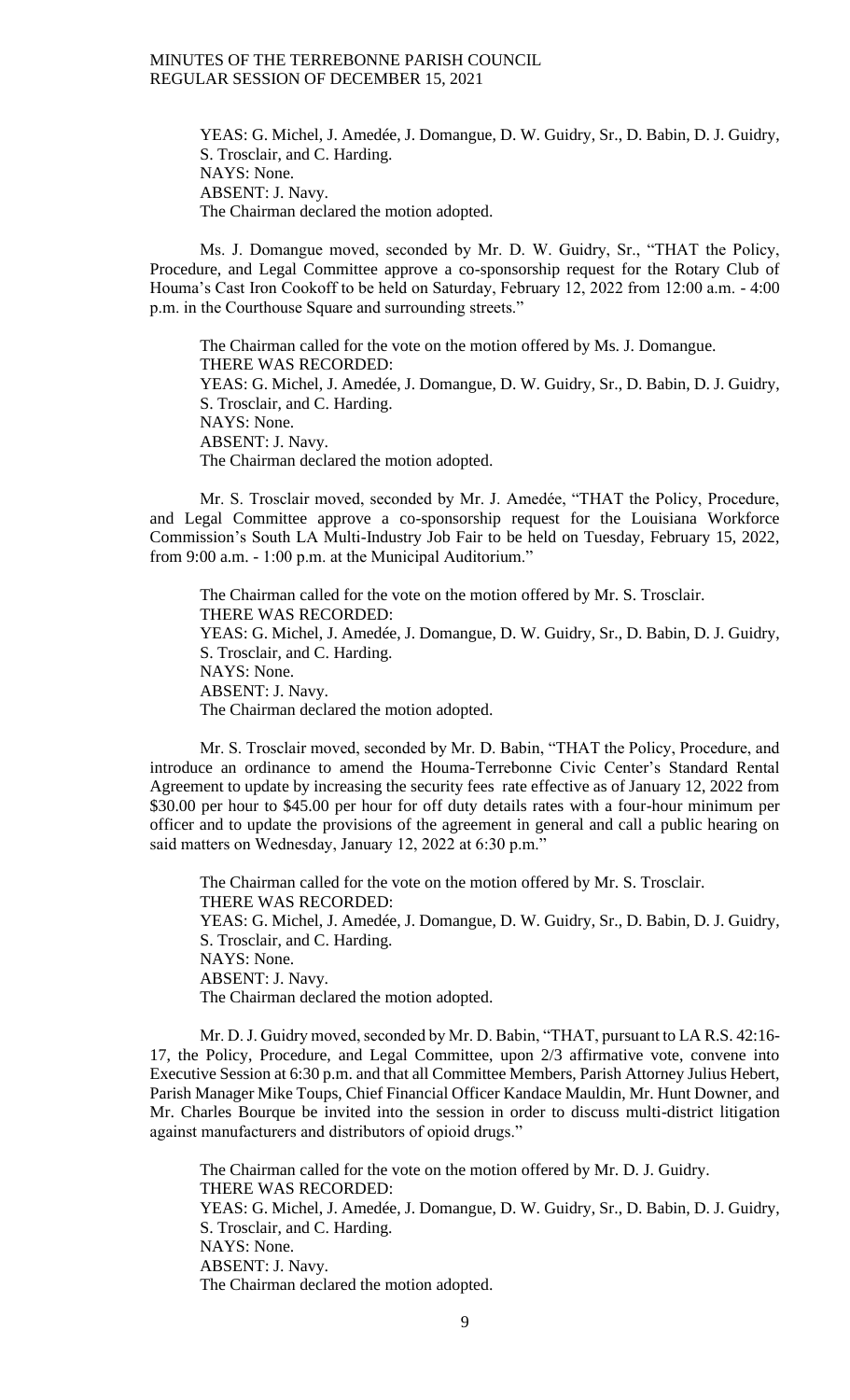YEAS: G. Michel, J. Amedée, J. Domangue, D. W. Guidry, Sr., D. Babin, D. J. Guidry, S. Trosclair, and C. Harding.
NAYS: None.
ABSENT: J. Navy.
The Chairman declared the motion adopted.

Ms. J. Domangue moved, seconded by Mr. D. W. Guidry, Sr., "THAT the Policy, Procedure, and Legal Committee approve a co-sponsorship request for the Rotary Club of Houma's Cast Iron Cookoff to be held on Saturday, February 12, 2022 from 12:00 a.m. - 4:00 p.m. in the Courthouse Square and surrounding streets."

The Chairman called for the vote on the motion offered by Ms. J. Domangue.
THERE WAS RECORDED:
YEAS: G. Michel, J. Amedée, J. Domangue, D. W. Guidry, Sr., D. Babin, D. J. Guidry, S. Trosclair, and C. Harding.
NAYS: None.
ABSENT: J. Navy.
The Chairman declared the motion adopted.

Mr. S. Trosclair moved, seconded by Mr. J. Amedée, "THAT the Policy, Procedure, and Legal Committee approve a co-sponsorship request for the Louisiana Workforce Commission's South LA Multi-Industry Job Fair to be held on Tuesday, February 15, 2022, from 9:00 a.m. - 1:00 p.m. at the Municipal Auditorium."

The Chairman called for the vote on the motion offered by Mr. S. Trosclair.
THERE WAS RECORDED:
YEAS: G. Michel, J. Amedée, J. Domangue, D. W. Guidry, Sr., D. Babin, D. J. Guidry, S. Trosclair, and C. Harding.
NAYS: None.
ABSENT: J. Navy.
The Chairman declared the motion adopted.

Mr. S. Trosclair moved, seconded by Mr. D. Babin, "THAT the Policy, Procedure, and introduce an ordinance to amend the Houma-Terrebonne Civic Center's Standard Rental Agreement to update by increasing the security fees rate effective as of January 12, 2022 from \$30.00 per hour to \$45.00 per hour for off duty details rates with a four-hour minimum per officer and to update the provisions of the agreement in general and call a public hearing on said matters on Wednesday, January 12, 2022 at 6:30 p.m."

The Chairman called for the vote on the motion offered by Mr. S. Trosclair.
THERE WAS RECORDED:
YEAS: G. Michel, J. Amedée, J. Domangue, D. W. Guidry, Sr., D. Babin, D. J. Guidry, S. Trosclair, and C. Harding.
NAYS: None.
ABSENT: J. Navy.
The Chairman declared the motion adopted.

Mr. D. J. Guidry moved, seconded by Mr. D. Babin, "THAT, pursuant to LA R.S. 42:16-17, the Policy, Procedure, and Legal Committee, upon 2/3 affirmative vote, convene into Executive Session at 6:30 p.m. and that all Committee Members, Parish Attorney Julius Hebert, Parish Manager Mike Toups, Chief Financial Officer Kandace Mauldin, Mr. Hunt Downer, and Mr. Charles Bourque be invited into the session in order to discuss multi-district litigation against manufacturers and distributors of opioid drugs."

The Chairman called for the vote on the motion offered by Mr. D. J. Guidry.
THERE WAS RECORDED:
YEAS: G. Michel, J. Amedée, J. Domangue, D. W. Guidry, Sr., D. Babin, D. J. Guidry, S. Trosclair, and C. Harding.
NAYS: None.
ABSENT: J. Navy.
The Chairman declared the motion adopted.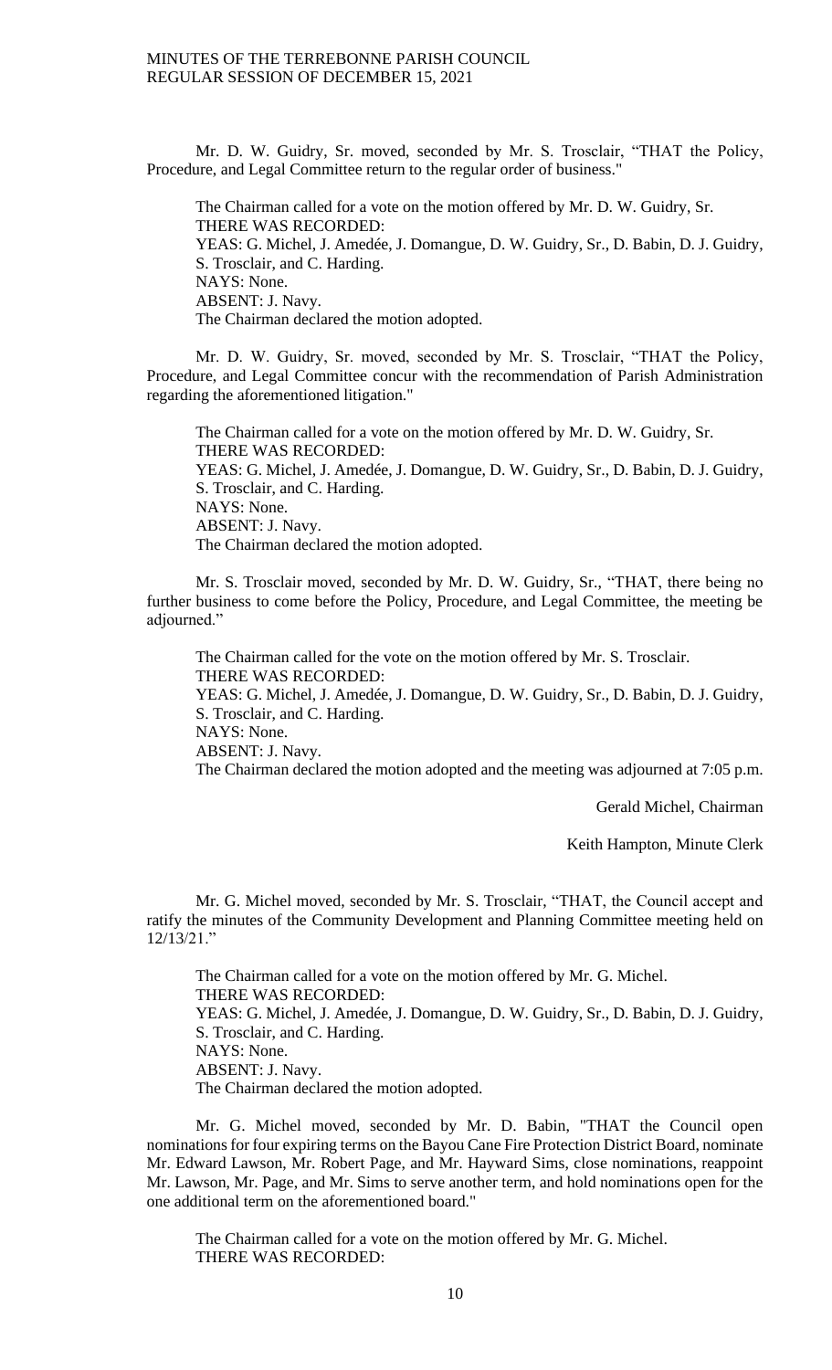Mr. D. W. Guidry, Sr. moved, seconded by Mr. S. Trosclair, "THAT the Policy, Procedure, and Legal Committee return to the regular order of business."

The Chairman called for a vote on the motion offered by Mr. D. W. Guidry, Sr.
THERE WAS RECORDED:
YEAS: G. Michel, J. Amedée, J. Domangue, D. W. Guidry, Sr., D. Babin, D. J. Guidry, S. Trosclair, and C. Harding.
NAYS: None.
ABSENT: J. Navy.
The Chairman declared the motion adopted.

Mr. D. W. Guidry, Sr. moved, seconded by Mr. S. Trosclair, "THAT the Policy, Procedure, and Legal Committee concur with the recommendation of Parish Administration regarding the aforementioned litigation."

The Chairman called for a vote on the motion offered by Mr. D. W. Guidry, Sr.
THERE WAS RECORDED:
YEAS: G. Michel, J. Amedée, J. Domangue, D. W. Guidry, Sr., D. Babin, D. J. Guidry, S. Trosclair, and C. Harding.
NAYS: None.
ABSENT: J. Navy.
The Chairman declared the motion adopted.

Mr. S. Trosclair moved, seconded by Mr. D. W. Guidry, Sr., "THAT, there being no further business to come before the Policy, Procedure, and Legal Committee, the meeting be adjourned."

The Chairman called for the vote on the motion offered by Mr. S. Trosclair.
THERE WAS RECORDED:
YEAS: G. Michel, J. Amedée, J. Domangue, D. W. Guidry, Sr., D. Babin, D. J. Guidry, S. Trosclair, and C. Harding.
NAYS: None.
ABSENT: J. Navy.
The Chairman declared the motion adopted and the meeting was adjourned at 7:05 p.m.

Gerald Michel, Chairman

Keith Hampton, Minute Clerk

Mr. G. Michel moved, seconded by Mr. S. Trosclair, "THAT, the Council accept and ratify the minutes of the Community Development and Planning Committee meeting held on 12/13/21."

The Chairman called for a vote on the motion offered by Mr. G. Michel.
THERE WAS RECORDED:
YEAS: G. Michel, J. Amedée, J. Domangue, D. W. Guidry, Sr., D. Babin, D. J. Guidry, S. Trosclair, and C. Harding.
NAYS: None.
ABSENT: J. Navy.
The Chairman declared the motion adopted.

Mr. G. Michel moved, seconded by Mr. D. Babin, "THAT the Council open nominations for four expiring terms on the Bayou Cane Fire Protection District Board, nominate Mr. Edward Lawson, Mr. Robert Page, and Mr. Hayward Sims, close nominations, reappoint Mr. Lawson, Mr. Page, and Mr. Sims to serve another term, and hold nominations open for the one additional term on the aforementioned board."

The Chairman called for a vote on the motion offered by Mr. G. Michel.
THERE WAS RECORDED: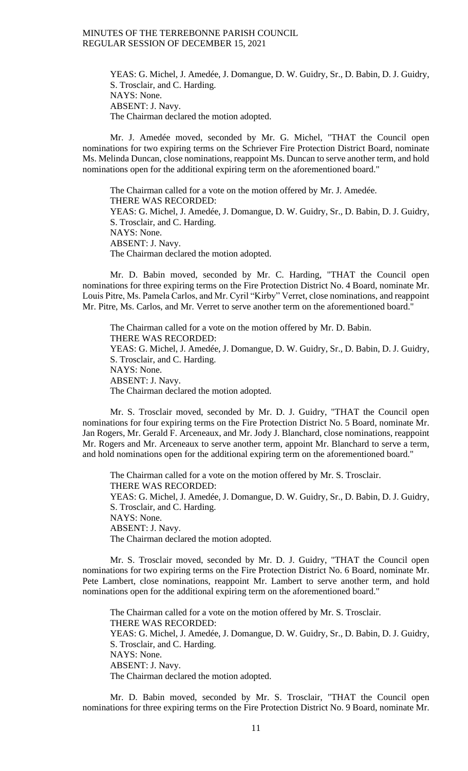YEAS: G. Michel, J. Amedée, J. Domangue, D. W. Guidry, Sr., D. Babin, D. J. Guidry, S. Trosclair, and C. Harding.
NAYS: None.
ABSENT: J. Navy.
The Chairman declared the motion adopted.

Mr. J. Amedée moved, seconded by Mr. G. Michel, "THAT the Council open nominations for two expiring terms on the Schriever Fire Protection District Board, nominate Ms. Melinda Duncan, close nominations, reappoint Ms. Duncan to serve another term, and hold nominations open for the additional expiring term on the aforementioned board."

The Chairman called for a vote on the motion offered by Mr. J. Amedée.
THERE WAS RECORDED:
YEAS: G. Michel, J. Amedée, J. Domangue, D. W. Guidry, Sr., D. Babin, D. J. Guidry, S. Trosclair, and C. Harding.
NAYS: None.
ABSENT: J. Navy.
The Chairman declared the motion adopted.

Mr. D. Babin moved, seconded by Mr. C. Harding, "THAT the Council open nominations for three expiring terms on the Fire Protection District No. 4 Board, nominate Mr. Louis Pitre, Ms. Pamela Carlos, and Mr. Cyril "Kirby" Verret, close nominations, and reappoint Mr. Pitre, Ms. Carlos, and Mr. Verret to serve another term on the aforementioned board."

The Chairman called for a vote on the motion offered by Mr. D. Babin.
THERE WAS RECORDED:
YEAS: G. Michel, J. Amedée, J. Domangue, D. W. Guidry, Sr., D. Babin, D. J. Guidry, S. Trosclair, and C. Harding.
NAYS: None.
ABSENT: J. Navy.
The Chairman declared the motion adopted.

Mr. S. Trosclair moved, seconded by Mr. D. J. Guidry, "THAT the Council open nominations for four expiring terms on the Fire Protection District No. 5 Board, nominate Mr. Jan Rogers, Mr. Gerald F. Arceneaux, and Mr. Jody J. Blanchard, close nominations, reappoint Mr. Rogers and Mr. Arceneaux to serve another term, appoint Mr. Blanchard to serve a term, and hold nominations open for the additional expiring term on the aforementioned board."

The Chairman called for a vote on the motion offered by Mr. S. Trosclair.
THERE WAS RECORDED:
YEAS: G. Michel, J. Amedée, J. Domangue, D. W. Guidry, Sr., D. Babin, D. J. Guidry, S. Trosclair, and C. Harding.
NAYS: None.
ABSENT: J. Navy.
The Chairman declared the motion adopted.

Mr. S. Trosclair moved, seconded by Mr. D. J. Guidry, "THAT the Council open nominations for two expiring terms on the Fire Protection District No. 6 Board, nominate Mr. Pete Lambert, close nominations, reappoint Mr. Lambert to serve another term, and hold nominations open for the additional expiring term on the aforementioned board."

The Chairman called for a vote on the motion offered by Mr. S. Trosclair.
THERE WAS RECORDED:
YEAS: G. Michel, J. Amedée, J. Domangue, D. W. Guidry, Sr., D. Babin, D. J. Guidry, S. Trosclair, and C. Harding.
NAYS: None.
ABSENT: J. Navy.
The Chairman declared the motion adopted.

Mr. D. Babin moved, seconded by Mr. S. Trosclair, "THAT the Council open nominations for three expiring terms on the Fire Protection District No. 9 Board, nominate Mr.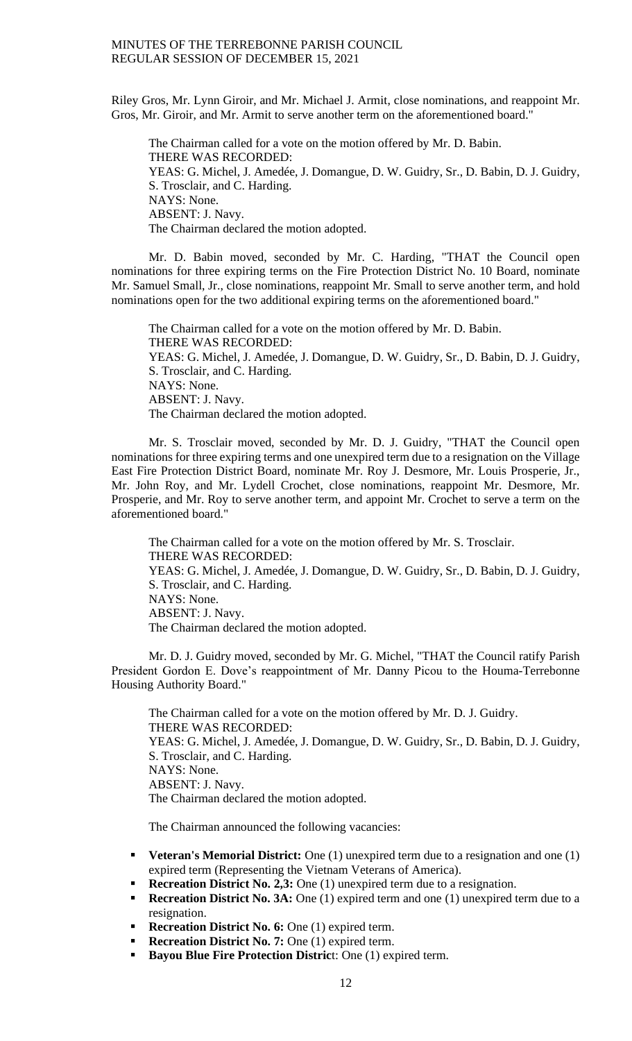Riley Gros, Mr. Lynn Giroir, and Mr. Michael J. Armit, close nominations, and reappoint Mr. Gros, Mr. Giroir, and Mr. Armit to serve another term on the aforementioned board."

The Chairman called for a vote on the motion offered by Mr. D. Babin.
THERE WAS RECORDED:
YEAS: G. Michel, J. Amedée, J. Domangue, D. W. Guidry, Sr., D. Babin, D. J. Guidry, S. Trosclair, and C. Harding.
NAYS: None.
ABSENT: J. Navy.
The Chairman declared the motion adopted.

Mr. D. Babin moved, seconded by Mr. C. Harding, "THAT the Council open nominations for three expiring terms on the Fire Protection District No. 10 Board, nominate Mr. Samuel Small, Jr., close nominations, reappoint Mr. Small to serve another term, and hold nominations open for the two additional expiring terms on the aforementioned board."

The Chairman called for a vote on the motion offered by Mr. D. Babin.
THERE WAS RECORDED:
YEAS: G. Michel, J. Amedée, J. Domangue, D. W. Guidry, Sr., D. Babin, D. J. Guidry, S. Trosclair, and C. Harding.
NAYS: None.
ABSENT: J. Navy.
The Chairman declared the motion adopted.

Mr. S. Trosclair moved, seconded by Mr. D. J. Guidry, "THAT the Council open nominations for three expiring terms and one unexpired term due to a resignation on the Village East Fire Protection District Board, nominate Mr. Roy J. Desmore, Mr. Louis Prosperie, Jr., Mr. John Roy, and Mr. Lydell Crochet, close nominations, reappoint Mr. Desmore, Mr. Prosperie, and Mr. Roy to serve another term, and appoint Mr. Crochet to serve a term on the aforementioned board."

The Chairman called for a vote on the motion offered by Mr. S. Trosclair.
THERE WAS RECORDED:
YEAS: G. Michel, J. Amedée, J. Domangue, D. W. Guidry, Sr., D. Babin, D. J. Guidry, S. Trosclair, and C. Harding.
NAYS: None.
ABSENT: J. Navy.
The Chairman declared the motion adopted.

Mr. D. J. Guidry moved, seconded by Mr. G. Michel, "THAT the Council ratify Parish President Gordon E. Dove's reappointment of Mr. Danny Picou to the Houma-Terrebonne Housing Authority Board."

The Chairman called for a vote on the motion offered by Mr. D. J. Guidry.
THERE WAS RECORDED:
YEAS: G. Michel, J. Amedée, J. Domangue, D. W. Guidry, Sr., D. Babin, D. J. Guidry, S. Trosclair, and C. Harding.
NAYS: None.
ABSENT: J. Navy.
The Chairman declared the motion adopted.

The Chairman announced the following vacancies:

- **Veteran's Memorial District:** One (1) unexpired term due to a resignation and one (1) expired term (Representing the Vietnam Veterans of America).
- **Recreation District No. 2,3:** One (1) unexpired term due to a resignation.
- **Recreation District No. 3A:** One (1) expired term and one (1) unexpired term due to a resignation.
- **Recreation District No. 6:** One (1) expired term.
- **Recreation District No. 7:** One (1) expired term.
- **Bayou Blue Fire Protection District**: One (1) expired term.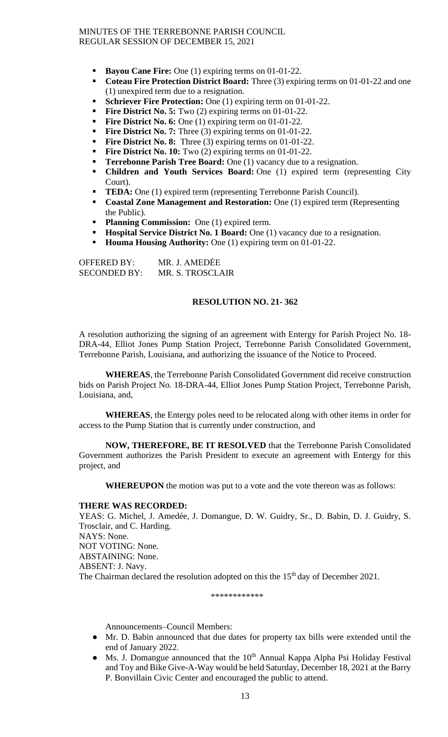- **Bayou Cane Fire:** One (1) expiring terms on 01-01-22.
- **Coteau Fire Protection District Board:** Three (3) expiring terms on 01-01-22 and one (1) unexpired term due to a resignation.
- **Schriever Fire Protection:** One (1) expiring term on 01-01-22.
- **Fire District No. 5:** Two (2) expiring terms on 01-01-22.
- **Fire District No. 6:** One (1) expiring term on 01-01-22.
- **Fire District No. 7:** Three (3) expiring terms on 01-01-22.
- **Fire District No. 8:** Three (3) expiring terms on 01-01-22.
- **Fire District No. 10:** Two (2) expiring terms on 01-01-22.
- **Terrebonne Parish Tree Board:** One (1) vacancy due to a resignation.
- **Children and Youth Services Board:** One (1) expired term (representing City Court).
- **TEDA:** One (1) expired term (representing Terrebonne Parish Council).
- **Coastal Zone Management and Restoration:** One (1) expired term (Representing the Public).
- **Planning Commission:** One (1) expired term.
- **Hospital Service District No. 1 Board:** One (1) vacancy due to a resignation.
- **Houma Housing Authority:** One (1) expiring term on 01-01-22.

OFFERED BY: MR. J. AMEDĖE
SECONDED BY: MR. S. TROSCLAIR

**RESOLUTION NO. 21- 362**

A resolution authorizing the signing of an agreement with Entergy for Parish Project No. 18-DRA-44, Elliot Jones Pump Station Project, Terrebonne Parish Consolidated Government, Terrebonne Parish, Louisiana, and authorizing the issuance of the Notice to Proceed.

**WHEREAS**, the Terrebonne Parish Consolidated Government did receive construction bids on Parish Project No. 18-DRA-44, Elliot Jones Pump Station Project, Terrebonne Parish, Louisiana, and,

**WHEREAS**, the Entergy poles need to be relocated along with other items in order for access to the Pump Station that is currently under construction, and

**NOW, THEREFORE, BE IT RESOLVED** that the Terrebonne Parish Consolidated Government authorizes the Parish President to execute an agreement with Entergy for this project, and

**WHEREUPON** the motion was put to a vote and the vote thereon was as follows:

**THERE WAS RECORDED:**
YEAS: G. Michel, J. Amedée, J. Domangue, D. W. Guidry, Sr., D. Babin, D. J. Guidry, S. Trosclair, and C. Harding.
NAYS: None.
NOT VOTING: None.
ABSTAINING: None.
ABSENT: J. Navy.
The Chairman declared the resolution adopted on this the 15th day of December 2021.

\*\*\*\*\*\*\*\*\*\*\*\*

Announcements–Council Members:

- Mr. D. Babin announced that due dates for property tax bills were extended until the end of January 2022.
- Ms. J. Domangue announced that the 10th Annual Kappa Alpha Psi Holiday Festival and Toy and Bike Give-A-Way would be held Saturday, December 18, 2021 at the Barry P. Bonvillain Civic Center and encouraged the public to attend.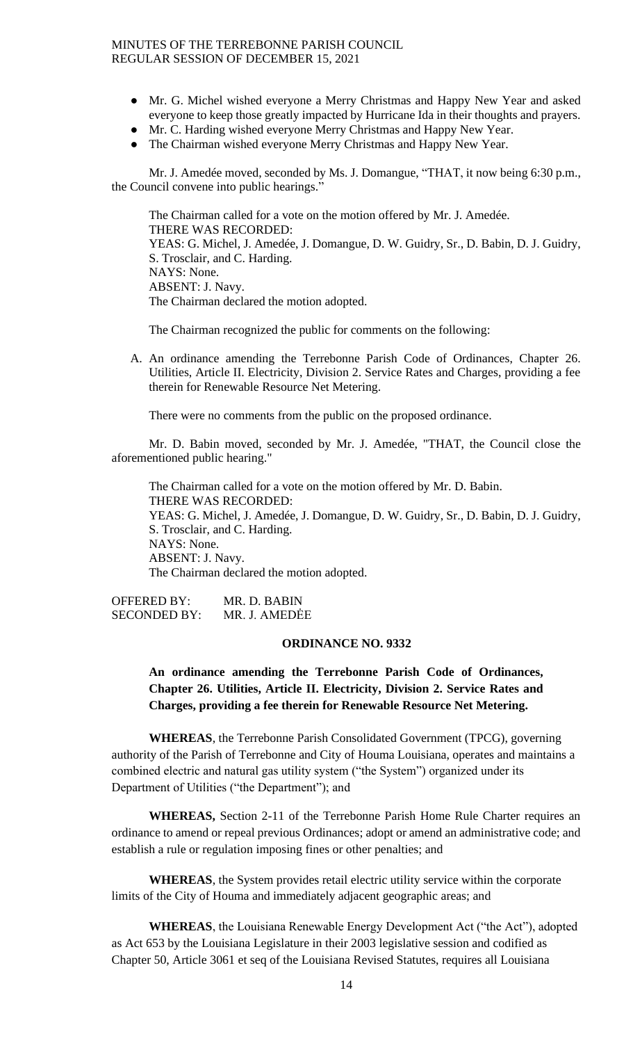- Mr. G. Michel wished everyone a Merry Christmas and Happy New Year and asked everyone to keep those greatly impacted by Hurricane Ida in their thoughts and prayers.
- Mr. C. Harding wished everyone Merry Christmas and Happy New Year.
- The Chairman wished everyone Merry Christmas and Happy New Year.

Mr. J. Amedée moved, seconded by Ms. J. Domangue, "THAT, it now being 6:30 p.m., the Council convene into public hearings."

The Chairman called for a vote on the motion offered by Mr. J. Amedée.
THERE WAS RECORDED:
YEAS: G. Michel, J. Amedée, J. Domangue, D. W. Guidry, Sr., D. Babin, D. J. Guidry, S. Trosclair, and C. Harding.
NAYS: None.
ABSENT: J. Navy.
The Chairman declared the motion adopted.

The Chairman recognized the public for comments on the following:

A. An ordinance amending the Terrebonne Parish Code of Ordinances, Chapter 26. Utilities, Article II. Electricity, Division 2. Service Rates and Charges, providing a fee therein for Renewable Resource Net Metering.

There were no comments from the public on the proposed ordinance.

Mr. D. Babin moved, seconded by Mr. J. Amedée, "THAT, the Council close the aforementioned public hearing."

The Chairman called for a vote on the motion offered by Mr. D. Babin.
THERE WAS RECORDED:
YEAS: G. Michel, J. Amedée, J. Domangue, D. W. Guidry, Sr., D. Babin, D. J. Guidry, S. Trosclair, and C. Harding.
NAYS: None.
ABSENT: J. Navy.
The Chairman declared the motion adopted.

OFFERED BY: MR. D. BABIN
SECONDED BY: MR. J. AMEDĖE

**ORDINANCE NO. 9332**

**An ordinance amending the Terrebonne Parish Code of Ordinances, Chapter 26. Utilities, Article II. Electricity, Division 2. Service Rates and Charges, providing a fee therein for Renewable Resource Net Metering.**

**WHEREAS**, the Terrebonne Parish Consolidated Government (TPCG), governing authority of the Parish of Terrebonne and City of Houma Louisiana, operates and maintains a combined electric and natural gas utility system ("the System") organized under its Department of Utilities ("the Department"); and

**WHEREAS,** Section 2-11 of the Terrebonne Parish Home Rule Charter requires an ordinance to amend or repeal previous Ordinances; adopt or amend an administrative code; and establish a rule or regulation imposing fines or other penalties; and

**WHEREAS**, the System provides retail electric utility service within the corporate limits of the City of Houma and immediately adjacent geographic areas; and

**WHEREAS**, the Louisiana Renewable Energy Development Act ("the Act"), adopted as Act 653 by the Louisiana Legislature in their 2003 legislative session and codified as Chapter 50, Article 3061 et seq of the Louisiana Revised Statutes, requires all Louisiana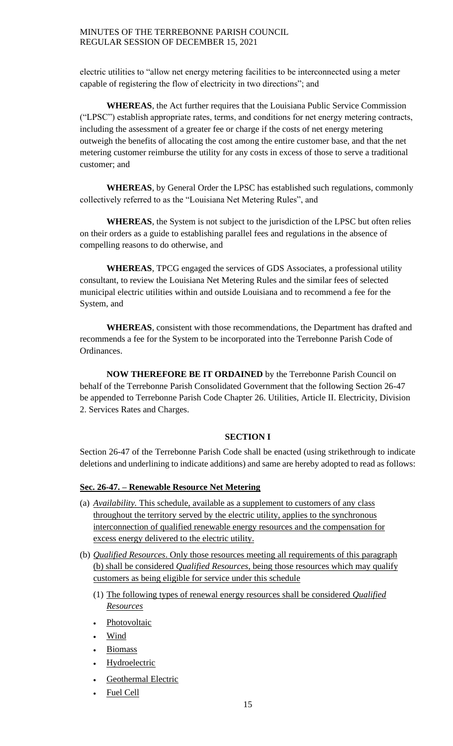electric utilities to "allow net energy metering facilities to be interconnected using a meter capable of registering the flow of electricity in two directions"; and

**WHEREAS**, the Act further requires that the Louisiana Public Service Commission ("LPSC") establish appropriate rates, terms, and conditions for net energy metering contracts, including the assessment of a greater fee or charge if the costs of net energy metering outweigh the benefits of allocating the cost among the entire customer base, and that the net metering customer reimburse the utility for any costs in excess of those to serve a traditional customer; and

**WHEREAS**, by General Order the LPSC has established such regulations, commonly collectively referred to as the "Louisiana Net Metering Rules", and

**WHEREAS**, the System is not subject to the jurisdiction of the LPSC but often relies on their orders as a guide to establishing parallel fees and regulations in the absence of compelling reasons to do otherwise, and

**WHEREAS**, TPCG engaged the services of GDS Associates, a professional utility consultant, to review the Louisiana Net Metering Rules and the similar fees of selected municipal electric utilities within and outside Louisiana and to recommend a fee for the System, and

**WHEREAS**, consistent with those recommendations, the Department has drafted and recommends a fee for the System to be incorporated into the Terrebonne Parish Code of Ordinances.

**NOW THEREFORE BE IT ORDAINED** by the Terrebonne Parish Council on behalf of the Terrebonne Parish Consolidated Government that the following Section 26-47 be appended to Terrebonne Parish Code Chapter 26. Utilities, Article II. Electricity, Division 2. Services Rates and Charges.

**SECTION I**

Section 26-47 of the Terrebonne Parish Code shall be enacted (using strikethrough to indicate deletions and underlining to indicate additions) and same are hereby adopted to read as follows:

**<u>Sec. 26-47. – Renewable Resource Net Metering</u>**

(a) *Availability.* <u>This schedule, available as a supplement to customers of any class throughout the territory served by the electric utility, applies to the synchronous interconnection of qualified renewable energy resources and the compensation for excess energy delivered to the electric utility.</u>

(b) *Qualified Resources*. <u>Only those resources meeting all requirements of this paragraph (b) shall be considered *Qualified Resources*, being those resources which may qualify customers as being eligible for service under this schedule</u>

   (1) <u>The following types of renewal energy resources shall be considered *Qualified Resources*</u>

   - <u>Photovoltaic</u>
   - <u>Wind</u>
   - <u>Biomass</u>
   - <u>Hydroelectric</u>
   - <u>Geothermal Electric</u>
   - <u>Fuel Cell</u>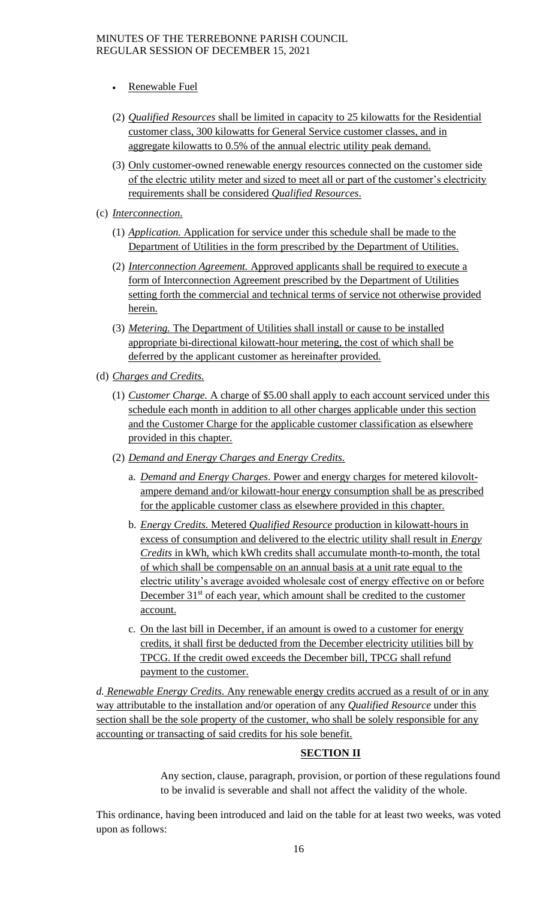- Renewable Fuel

(2) *Qualified Resources* shall be limited in capacity to 25 kilowatts for the Residential customer class, 300 kilowatts for General Service customer classes, and in aggregate kilowatts to 0.5% of the annual electric utility peak demand.

(3) Only customer-owned renewable energy resources connected on the customer side of the electric utility meter and sized to meet all or part of the customer's electricity requirements shall be considered *Qualified Resources*.

(c) *Interconnection.*

(1) *Application.* Application for service under this schedule shall be made to the Department of Utilities in the form prescribed by the Department of Utilities.

(2) *Interconnection Agreement.* Approved applicants shall be required to execute a form of Interconnection Agreement prescribed by the Department of Utilities setting forth the commercial and technical terms of service not otherwise provided herein.

(3) *Metering.* The Department of Utilities shall install or cause to be installed appropriate bi-directional kilowatt-hour metering, the cost of which shall be deferred by the applicant customer as hereinafter provided.

(d) *Charges and Credits.*

(1) *Customer Charge.* A charge of $5.00 shall apply to each account serviced under this schedule each month in addition to all other charges applicable under this section and the Customer Charge for the applicable customer classification as elsewhere provided in this chapter.

(2) *Demand and Energy Charges and Energy Credits.*

a. *Demand and Energy Charges*. Power and energy charges for metered kilovolt-ampere demand and/or kilowatt-hour energy consumption shall be as prescribed for the applicable customer class as elsewhere provided in this chapter.

b. *Energy Credits.* Metered *Qualified Resource* production in kilowatt-hours in excess of consumption and delivered to the electric utility shall result in *Energy Credits* in kWh, which kWh credits shall accumulate month-to-month, the total of which shall be compensable on an annual basis at a unit rate equal to the electric utility's average avoided wholesale cost of energy effective on or before December 31st of each year, which amount shall be credited to the customer account.

c. On the last bill in December, if an amount is owed to a customer for energy credits, it shall first be deducted from the December electricity utilities bill by TPCG. If the credit owed exceeds the December bill, TPCG shall refund payment to the customer.

*d. Renewable Energy Credits.* Any renewable energy credits accrued as a result of or in any way attributable to the installation and/or operation of any *Qualified Resource* under this section shall be the sole property of the customer, who shall be solely responsible for any accounting or transacting of said credits for his sole benefit.

**SECTION II**

Any section, clause, paragraph, provision, or portion of these regulations found to be invalid is severable and shall not affect the validity of the whole.

This ordinance, having been introduced and laid on the table for at least two weeks, was voted upon as follows: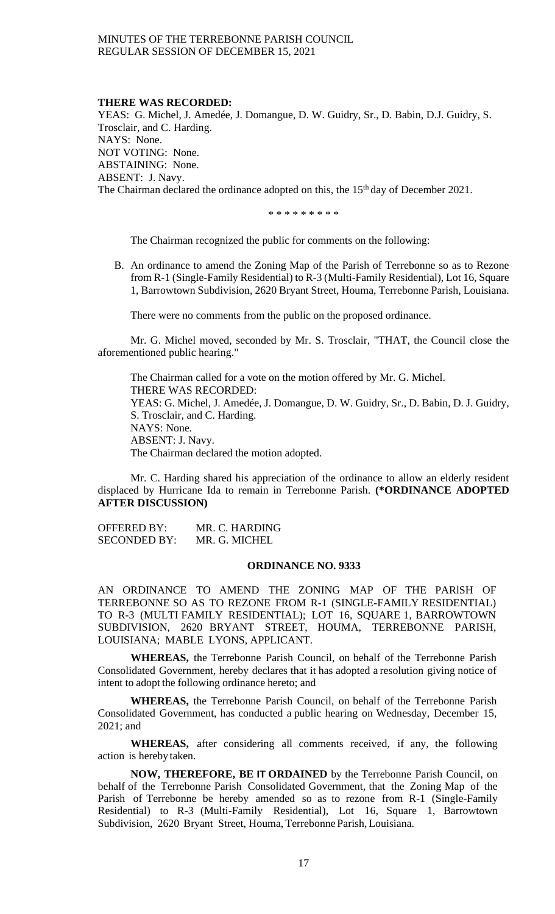**THERE WAS RECORDED:**
YEAS: G. Michel, J. Amedée, J. Domangue, D. W. Guidry, Sr., D. Babin, D.J. Guidry, S. Trosclair, and C. Harding.
NAYS: None.
NOT VOTING: None.
ABSTAINING: None.
ABSENT: J. Navy.
The Chairman declared the ordinance adopted on this, the 15th day of December 2021.

\* \* \* \* \* \* \* \* \*

The Chairman recognized the public for comments on the following:

B. An ordinance to amend the Zoning Map of the Parish of Terrebonne so as to Rezone from R-1 (Single-Family Residential) to R-3 (Multi-Family Residential), Lot 16, Square 1, Barrowtown Subdivision, 2620 Bryant Street, Houma, Terrebonne Parish, Louisiana.

There were no comments from the public on the proposed ordinance.

Mr. G. Michel moved, seconded by Mr. S. Trosclair, "THAT, the Council close the aforementioned public hearing."

The Chairman called for a vote on the motion offered by Mr. G. Michel.
THERE WAS RECORDED:
YEAS: G. Michel, J. Amedée, J. Domangue, D. W. Guidry, Sr., D. Babin, D. J. Guidry, S. Trosclair, and C. Harding.
NAYS: None.
ABSENT: J. Navy.
The Chairman declared the motion adopted.

Mr. C. Harding shared his appreciation of the ordinance to allow an elderly resident displaced by Hurricane Ida to remain in Terrebonne Parish. **(\*ORDINANCE ADOPTED AFTER DISCUSSION)**

OFFERED BY: MR. C. HARDING
SECONDED BY: MR. G. MICHEL

**ORDINANCE NO. 9333**

AN ORDINANCE TO AMEND THE ZONING MAP OF THE PARISH OF TERREBONNE SO AS TO REZONE FROM R-1 (SINGLE-FAMILY RESIDENTIAL) TO R-3 (MULTI FAMILY RESIDENTIAL); LOT 16, SQUARE 1, BARROWTOWN SUBDIVISION, 2620 BRYANT STREET, HOUMA, TERREBONNE PARISH, LOUISIANA; MABLE LYONS, APPLICANT.

**WHEREAS,** the Terrebonne Parish Council, on behalf of the Terrebonne Parish Consolidated Government, hereby declares that it has adopted a resolution giving notice of intent to adopt the following ordinance hereto; and

**WHEREAS,** the Terrebonne Parish Council, on behalf of the Terrebonne Parish Consolidated Government, has conducted a public hearing on Wednesday, December 15, 2021; and

**WHEREAS,** after considering all comments received, if any, the following action is hereby taken.

**NOW, THEREFORE, BE IT ORDAINED** by the Terrebonne Parish Council, on behalf of the Terrebonne Parish Consolidated Government, that the Zoning Map of the Parish of Terrebonne be hereby amended so as to rezone from R-1 (Single-Family Residential) to R-3 (Multi-Family Residential), Lot 16, Square 1, Barrowtown Subdivision, 2620 Bryant Street, Houma, Terrebonne Parish, Louisiana.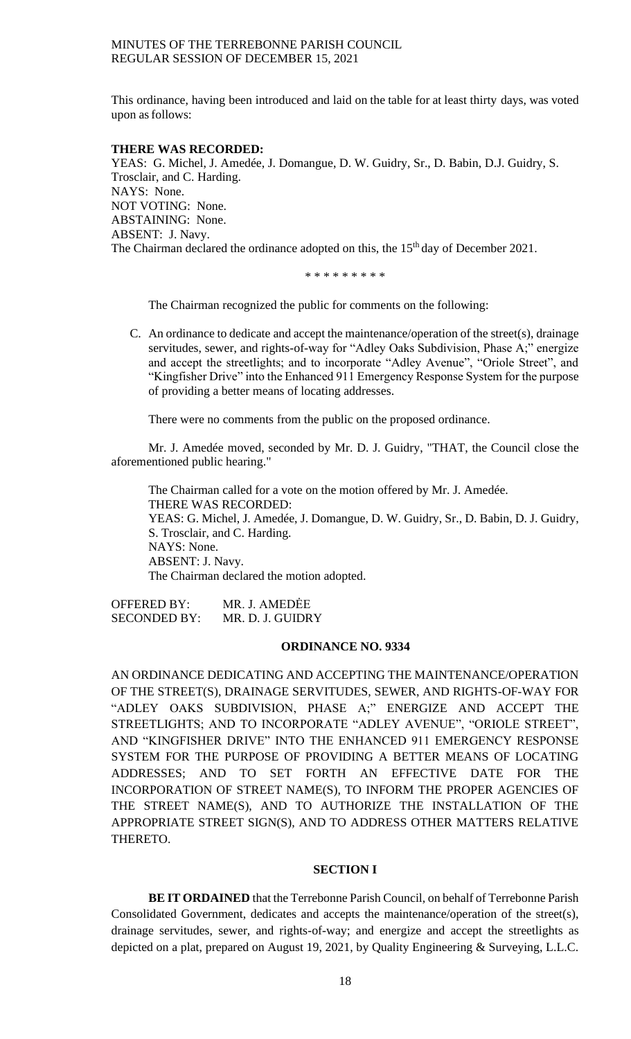This ordinance, having been introduced and laid on the table for at least thirty days, was voted upon as follows:

**THERE WAS RECORDED:**
YEAS: G. Michel, J. Amedée, J. Domangue, D. W. Guidry, Sr., D. Babin, D.J. Guidry, S. Trosclair, and C. Harding.
NAYS: None.
NOT VOTING: None.
ABSTAINING: None.
ABSENT: J. Navy.
The Chairman declared the ordinance adopted on this, the 15th day of December 2021.

\* \* \* \* \* \* \* \* \*

The Chairman recognized the public for comments on the following:

C. An ordinance to dedicate and accept the maintenance/operation of the street(s), drainage servitudes, sewer, and rights-of-way for "Adley Oaks Subdivision, Phase A;" energize and accept the streetlights; and to incorporate "Adley Avenue", "Oriole Street", and "Kingfisher Drive" into the Enhanced 911 Emergency Response System for the purpose of providing a better means of locating addresses.

There were no comments from the public on the proposed ordinance.

Mr. J. Amedée moved, seconded by Mr. D. J. Guidry, "THAT, the Council close the aforementioned public hearing."

The Chairman called for a vote on the motion offered by Mr. J. Amedée.
THERE WAS RECORDED:
YEAS: G. Michel, J. Amedée, J. Domangue, D. W. Guidry, Sr., D. Babin, D. J. Guidry, S. Trosclair, and C. Harding.
NAYS: None.
ABSENT: J. Navy.
The Chairman declared the motion adopted.

OFFERED BY: MR. J. AMEDĖE
SECONDED BY: MR. D. J. GUIDRY

**ORDINANCE NO. 9334**

AN ORDINANCE DEDICATING AND ACCEPTING THE MAINTENANCE/OPERATION OF THE STREET(S), DRAINAGE SERVITUDES, SEWER, AND RIGHTS-OF-WAY FOR "ADLEY OAKS SUBDIVISION, PHASE A;" ENERGIZE AND ACCEPT THE STREETLIGHTS; AND TO INCORPORATE "ADLEY AVENUE", "ORIOLE STREET", AND "KINGFISHER DRIVE" INTO THE ENHANCED 911 EMERGENCY RESPONSE SYSTEM FOR THE PURPOSE OF PROVIDING A BETTER MEANS OF LOCATING ADDRESSES; AND TO SET FORTH AN EFFECTIVE DATE FOR THE INCORPORATION OF STREET NAME(S), TO INFORM THE PROPER AGENCIES OF THE STREET NAME(S), AND TO AUTHORIZE THE INSTALLATION OF THE APPROPRIATE STREET SIGN(S), AND TO ADDRESS OTHER MATTERS RELATIVE THERETO.

**SECTION I**

**BE IT ORDAINED** that the Terrebonne Parish Council, on behalf of Terrebonne Parish Consolidated Government, dedicates and accepts the maintenance/operation of the street(s), drainage servitudes, sewer, and rights-of-way; and energize and accept the streetlights as depicted on a plat, prepared on August 19, 2021, by Quality Engineering & Surveying, L.L.C.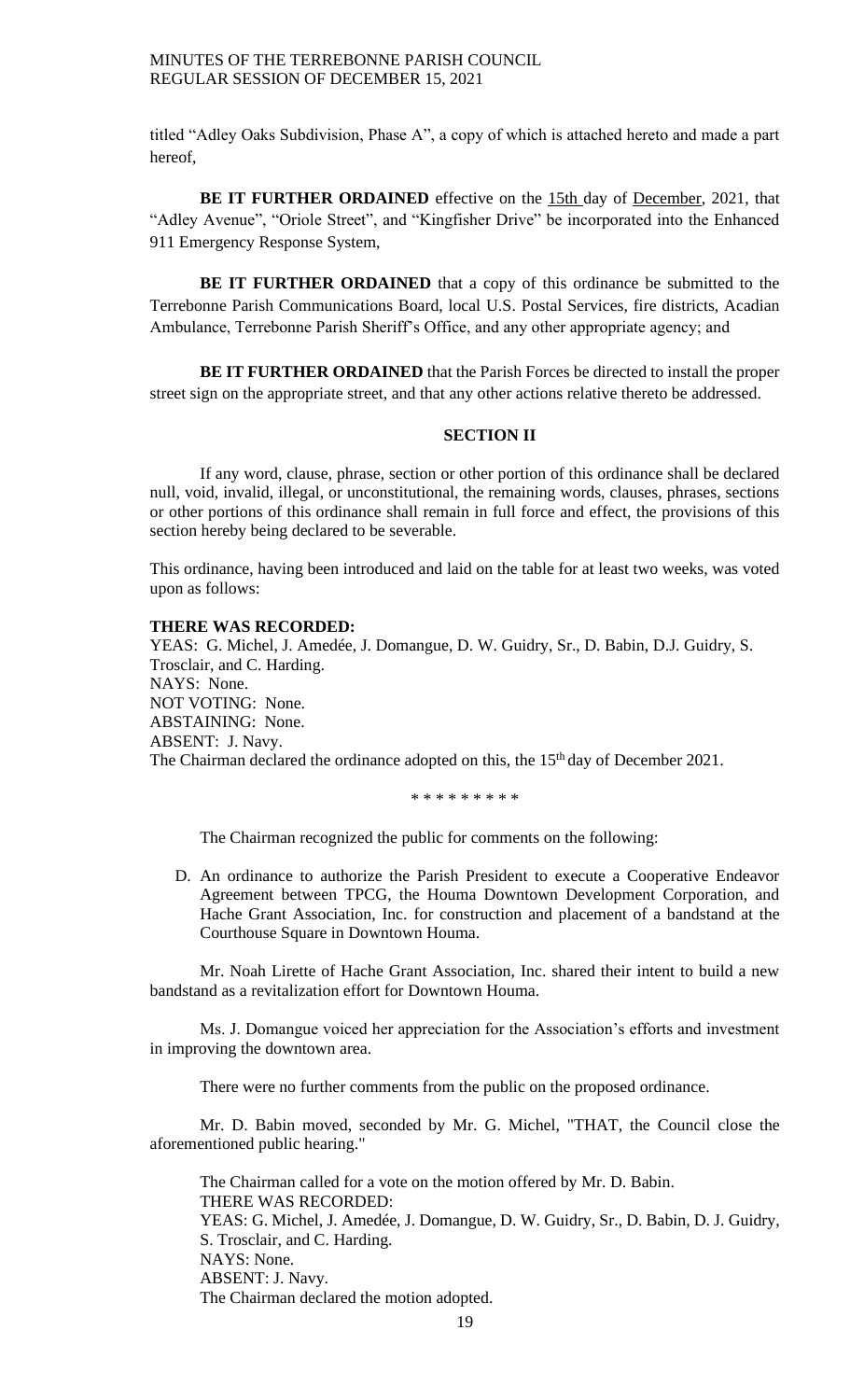titled "Adley Oaks Subdivision, Phase A", a copy of which is attached hereto and made a part hereof,

**BE IT FURTHER ORDAINED** effective on the 15th day of December, 2021, that "Adley Avenue", "Oriole Street", and "Kingfisher Drive" be incorporated into the Enhanced 911 Emergency Response System,

**BE IT FURTHER ORDAINED** that a copy of this ordinance be submitted to the Terrebonne Parish Communications Board, local U.S. Postal Services, fire districts, Acadian Ambulance, Terrebonne Parish Sheriff's Office, and any other appropriate agency; and

**BE IT FURTHER ORDAINED** that the Parish Forces be directed to install the proper street sign on the appropriate street, and that any other actions relative thereto be addressed.

**SECTION II**

If any word, clause, phrase, section or other portion of this ordinance shall be declared null, void, invalid, illegal, or unconstitutional, the remaining words, clauses, phrases, sections or other portions of this ordinance shall remain in full force and effect, the provisions of this section hereby being declared to be severable.

This ordinance, having been introduced and laid on the table for at least two weeks, was voted upon as follows:

**THERE WAS RECORDED:**
YEAS: G. Michel, J. Amedée, J. Domangue, D. W. Guidry, Sr., D. Babin, D.J. Guidry, S. Trosclair, and C. Harding.
NAYS: None.
NOT VOTING: None.
ABSTAINING: None.
ABSENT: J. Navy.
The Chairman declared the ordinance adopted on this, the 15th day of December 2021.

\* \* \* \* \* \* \* \* \*

The Chairman recognized the public for comments on the following:

D. An ordinance to authorize the Parish President to execute a Cooperative Endeavor Agreement between TPCG, the Houma Downtown Development Corporation, and Hache Grant Association, Inc. for construction and placement of a bandstand at the Courthouse Square in Downtown Houma.

Mr. Noah Lirette of Hache Grant Association, Inc. shared their intent to build a new bandstand as a revitalization effort for Downtown Houma.

Ms. J. Domangue voiced her appreciation for the Association's efforts and investment in improving the downtown area.

There were no further comments from the public on the proposed ordinance.

Mr. D. Babin moved, seconded by Mr. G. Michel, "THAT, the Council close the aforementioned public hearing."

The Chairman called for a vote on the motion offered by Mr. D. Babin.
THERE WAS RECORDED:
YEAS: G. Michel, J. Amedée, J. Domangue, D. W. Guidry, Sr., D. Babin, D. J. Guidry, S. Trosclair, and C. Harding.
NAYS: None.
ABSENT: J. Navy.
The Chairman declared the motion adopted.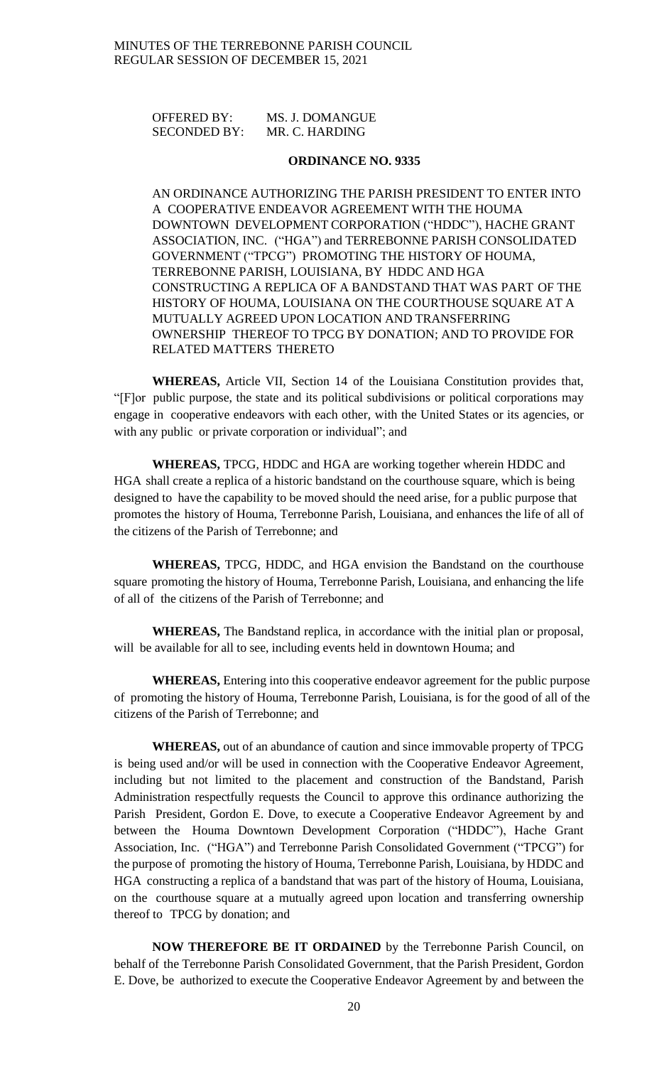OFFERED BY: MS. J. DOMANGUE
SECONDED BY: MR. C. HARDING

**ORDINANCE NO. 9335**

AN ORDINANCE AUTHORIZING THE PARISH PRESIDENT TO ENTER INTO A COOPERATIVE ENDEAVOR AGREEMENT WITH THE HOUMA DOWNTOWN DEVELOPMENT CORPORATION ("HDDC"), HACHE GRANT ASSOCIATION, INC. ("HGA") and TERREBONNE PARISH CONSOLIDATED GOVERNMENT ("TPCG") PROMOTING THE HISTORY OF HOUMA, TERREBONNE PARISH, LOUISIANA, BY HDDC AND HGA CONSTRUCTING A REPLICA OF A BANDSTAND THAT WAS PART OF THE HISTORY OF HOUMA, LOUISIANA ON THE COURTHOUSE SQUARE AT A MUTUALLY AGREED UPON LOCATION AND TRANSFERRING OWNERSHIP THEREOF TO TPCG BY DONATION; AND TO PROVIDE FOR RELATED MATTERS THERETO

**WHEREAS,** Article VII, Section 14 of the Louisiana Constitution provides that, "[F]or public purpose, the state and its political subdivisions or political corporations may engage in cooperative endeavors with each other, with the United States or its agencies, or with any public or private corporation or individual"; and

**WHEREAS,** TPCG, HDDC and HGA are working together wherein HDDC and HGA shall create a replica of a historic bandstand on the courthouse square, which is being designed to have the capability to be moved should the need arise, for a public purpose that promotes the history of Houma, Terrebonne Parish, Louisiana, and enhances the life of all of the citizens of the Parish of Terrebonne; and

**WHEREAS,** TPCG, HDDC, and HGA envision the Bandstand on the courthouse square promoting the history of Houma, Terrebonne Parish, Louisiana, and enhancing the life of all of the citizens of the Parish of Terrebonne; and

**WHEREAS,** The Bandstand replica, in accordance with the initial plan or proposal, will be available for all to see, including events held in downtown Houma; and

**WHEREAS,** Entering into this cooperative endeavor agreement for the public purpose of promoting the history of Houma, Terrebonne Parish, Louisiana, is for the good of all of the citizens of the Parish of Terrebonne; and

**WHEREAS,** out of an abundance of caution and since immovable property of TPCG is being used and/or will be used in connection with the Cooperative Endeavor Agreement, including but not limited to the placement and construction of the Bandstand, Parish Administration respectfully requests the Council to approve this ordinance authorizing the Parish President, Gordon E. Dove, to execute a Cooperative Endeavor Agreement by and between the Houma Downtown Development Corporation ("HDDC"), Hache Grant Association, Inc. ("HGA") and Terrebonne Parish Consolidated Government ("TPCG") for the purpose of promoting the history of Houma, Terrebonne Parish, Louisiana, by HDDC and HGA constructing a replica of a bandstand that was part of the history of Houma, Louisiana, on the courthouse square at a mutually agreed upon location and transferring ownership thereof to TPCG by donation; and

**NOW THEREFORE BE IT ORDAINED** by the Terrebonne Parish Council, on behalf of the Terrebonne Parish Consolidated Government, that the Parish President, Gordon E. Dove, be authorized to execute the Cooperative Endeavor Agreement by and between the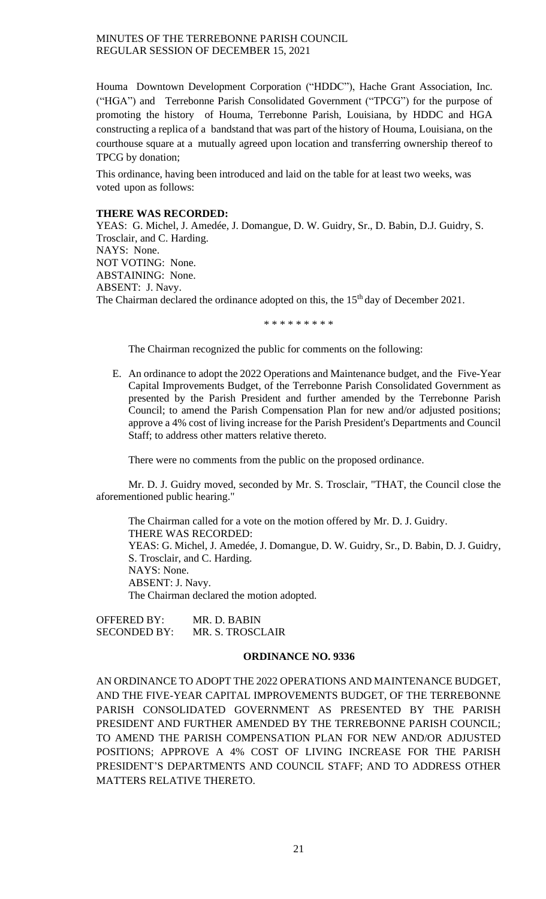Houma Downtown Development Corporation ("HDDC"), Hache Grant Association, Inc. ("HGA") and Terrebonne Parish Consolidated Government ("TPCG") for the purpose of promoting the history of Houma, Terrebonne Parish, Louisiana, by HDDC and HGA constructing a replica of a bandstand that was part of the history of Houma, Louisiana, on the courthouse square at a mutually agreed upon location and transferring ownership thereof to TPCG by donation;

This ordinance, having been introduced and laid on the table for at least two weeks, was voted upon as follows:

**THERE WAS RECORDED:**
YEAS: G. Michel, J. Amedée, J. Domangue, D. W. Guidry, Sr., D. Babin, D.J. Guidry, S. Trosclair, and C. Harding.
NAYS: None.
NOT VOTING: None.
ABSTAINING: None.
ABSENT: J. Navy.
The Chairman declared the ordinance adopted on this, the 15th day of December 2021.

\* \* \* \* \* \* \* \* \*

The Chairman recognized the public for comments on the following:

E. An ordinance to adopt the 2022 Operations and Maintenance budget, and the Five-Year Capital Improvements Budget, of the Terrebonne Parish Consolidated Government as presented by the Parish President and further amended by the Terrebonne Parish Council; to amend the Parish Compensation Plan for new and/or adjusted positions; approve a 4% cost of living increase for the Parish President's Departments and Council Staff; to address other matters relative thereto.

There were no comments from the public on the proposed ordinance.

Mr. D. J. Guidry moved, seconded by Mr. S. Trosclair, "THAT, the Council close the aforementioned public hearing."

The Chairman called for a vote on the motion offered by Mr. D. J. Guidry.
THERE WAS RECORDED:
YEAS: G. Michel, J. Amedée, J. Domangue, D. W. Guidry, Sr., D. Babin, D. J. Guidry, S. Trosclair, and C. Harding.
NAYS: None.
ABSENT: J. Navy.
The Chairman declared the motion adopted.

OFFERED BY: MR. D. BABIN
SECONDED BY: MR. S. TROSCLAIR

**ORDINANCE NO. 9336**

AN ORDINANCE TO ADOPT THE 2022 OPERATIONS AND MAINTENANCE BUDGET, AND THE FIVE-YEAR CAPITAL IMPROVEMENTS BUDGET, OF THE TERREBONNE PARISH CONSOLIDATED GOVERNMENT AS PRESENTED BY THE PARISH PRESIDENT AND FURTHER AMENDED BY THE TERREBONNE PARISH COUNCIL; TO AMEND THE PARISH COMPENSATION PLAN FOR NEW AND/OR ADJUSTED POSITIONS; APPROVE A 4% COST OF LIVING INCREASE FOR THE PARISH PRESIDENT'S DEPARTMENTS AND COUNCIL STAFF; AND TO ADDRESS OTHER MATTERS RELATIVE THERETO.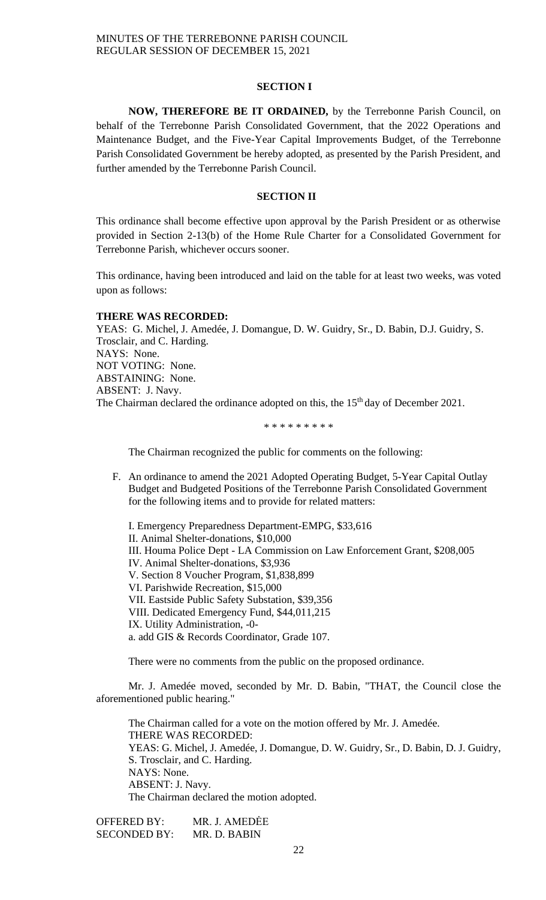**SECTION I**

**NOW, THEREFORE BE IT ORDAINED,** by the Terrebonne Parish Council, on behalf of the Terrebonne Parish Consolidated Government, that the 2022 Operations and Maintenance Budget, and the Five-Year Capital Improvements Budget, of the Terrebonne Parish Consolidated Government be hereby adopted, as presented by the Parish President, and further amended by the Terrebonne Parish Council.

**SECTION II**

This ordinance shall become effective upon approval by the Parish President or as otherwise provided in Section 2-13(b) of the Home Rule Charter for a Consolidated Government for Terrebonne Parish, whichever occurs sooner.

This ordinance, having been introduced and laid on the table for at least two weeks, was voted upon as follows:

**THERE WAS RECORDED:**
YEAS: G. Michel, J. Amedée, J. Domangue, D. W. Guidry, Sr., D. Babin, D.J. Guidry, S. Trosclair, and C. Harding.
NAYS: None.
NOT VOTING: None.
ABSTAINING: None.
ABSENT: J. Navy.
The Chairman declared the ordinance adopted on this, the 15th day of December 2021.

\* \* \* \* \* \* \* \* \*

The Chairman recognized the public for comments on the following:

F. An ordinance to amend the 2021 Adopted Operating Budget, 5-Year Capital Outlay Budget and Budgeted Positions of the Terrebonne Parish Consolidated Government for the following items and to provide for related matters:

I. Emergency Preparedness Department-EMPG, $33,616
II. Animal Shelter-donations, $10,000
III. Houma Police Dept - LA Commission on Law Enforcement Grant, $208,005
IV. Animal Shelter-donations, $3,936
V. Section 8 Voucher Program, $1,838,899
VI. Parishwide Recreation, $15,000
VII. Eastside Public Safety Substation, $39,356
VIII. Dedicated Emergency Fund, $44,011,215
IX. Utility Administration, -0-
a. add GIS & Records Coordinator, Grade 107.

There were no comments from the public on the proposed ordinance.

Mr. J. Amedée moved, seconded by Mr. D. Babin, "THAT, the Council close the aforementioned public hearing."

The Chairman called for a vote on the motion offered by Mr. J. Amedée.
THERE WAS RECORDED:
YEAS: G. Michel, J. Amedée, J. Domangue, D. W. Guidry, Sr., D. Babin, D. J. Guidry, S. Trosclair, and C. Harding.
NAYS: None.
ABSENT: J. Navy.
The Chairman declared the motion adopted.

OFFERED BY: MR. J. AMEDĖE
SECONDED BY: MR. D. BABIN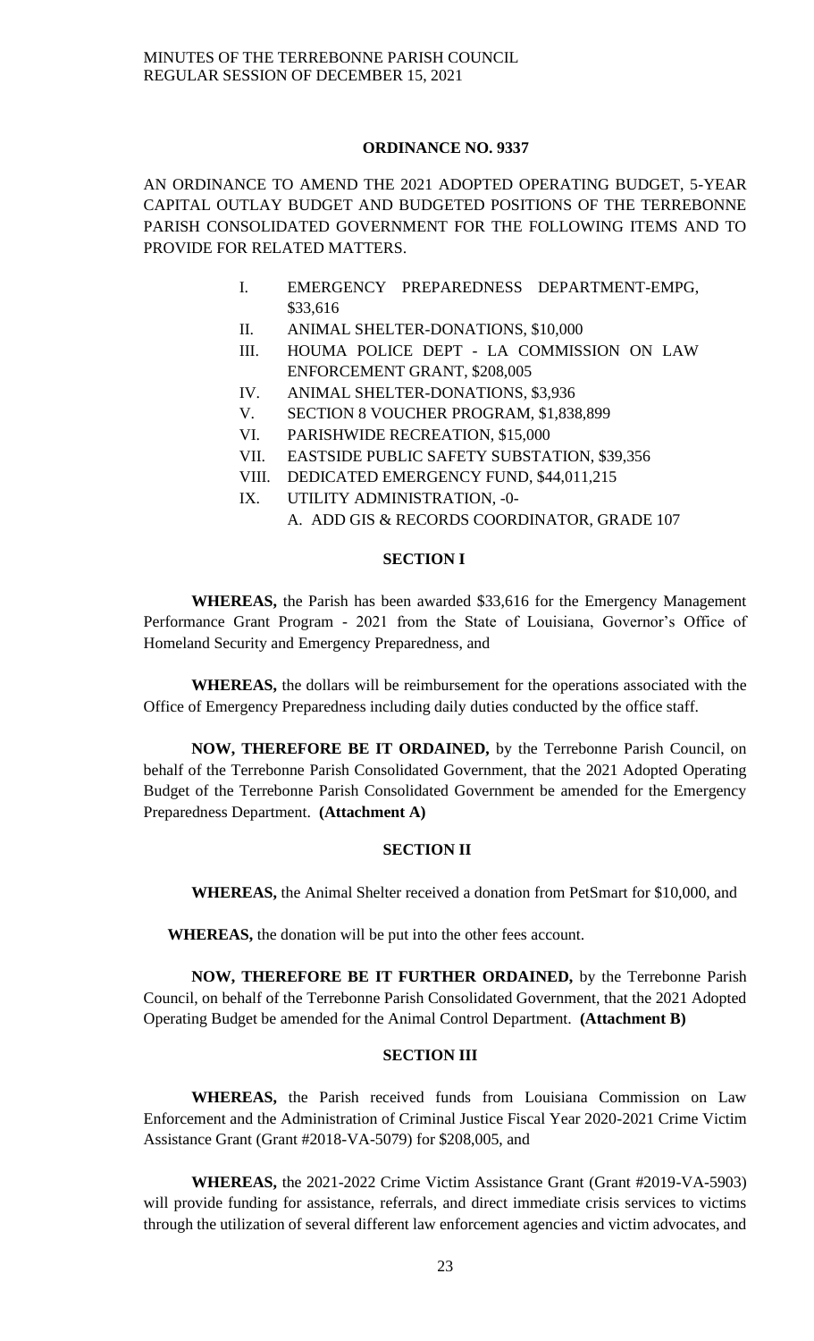**ORDINANCE NO. 9337**

AN ORDINANCE TO AMEND THE 2021 ADOPTED OPERATING BUDGET, 5-YEAR CAPITAL OUTLAY BUDGET AND BUDGETED POSITIONS OF THE TERREBONNE PARISH CONSOLIDATED GOVERNMENT FOR THE FOLLOWING ITEMS AND TO PROVIDE FOR RELATED MATTERS.

I. EMERGENCY PREPAREDNESS DEPARTMENT-EMPG, $33,616
II. ANIMAL SHELTER-DONATIONS, $10,000
III. HOUMA POLICE DEPT - LA COMMISSION ON LAW ENFORCEMENT GRANT, $208,005
IV. ANIMAL SHELTER-DONATIONS, $3,936
V. SECTION 8 VOUCHER PROGRAM, $1,838,899
VI. PARISHWIDE RECREATION, $15,000
VII. EASTSIDE PUBLIC SAFETY SUBSTATION, $39,356
VIII. DEDICATED EMERGENCY FUND, $44,011,215
IX. UTILITY ADMINISTRATION, -0-
   A. ADD GIS & RECORDS COORDINATOR, GRADE 107

**SECTION I**

**WHEREAS,** the Parish has been awarded $33,616 for the Emergency Management Performance Grant Program - 2021 from the State of Louisiana, Governor's Office of Homeland Security and Emergency Preparedness, and

**WHEREAS,** the dollars will be reimbursement for the operations associated with the Office of Emergency Preparedness including daily duties conducted by the office staff.

**NOW, THEREFORE BE IT ORDAINED,** by the Terrebonne Parish Council, on behalf of the Terrebonne Parish Consolidated Government, that the 2021 Adopted Operating Budget of the Terrebonne Parish Consolidated Government be amended for the Emergency Preparedness Department. **(Attachment A)**

**SECTION II**

**WHEREAS,** the Animal Shelter received a donation from PetSmart for $10,000, and

**WHEREAS,** the donation will be put into the other fees account.

**NOW, THEREFORE BE IT FURTHER ORDAINED,** by the Terrebonne Parish Council, on behalf of the Terrebonne Parish Consolidated Government, that the 2021 Adopted Operating Budget be amended for the Animal Control Department. **(Attachment B)**

**SECTION III**

**WHEREAS,** the Parish received funds from Louisiana Commission on Law Enforcement and the Administration of Criminal Justice Fiscal Year 2020-2021 Crime Victim Assistance Grant (Grant #2018-VA-5079) for $208,005, and

**WHEREAS,** the 2021-2022 Crime Victim Assistance Grant (Grant #2019-VA-5903) will provide funding for assistance, referrals, and direct immediate crisis services to victims through the utilization of several different law enforcement agencies and victim advocates, and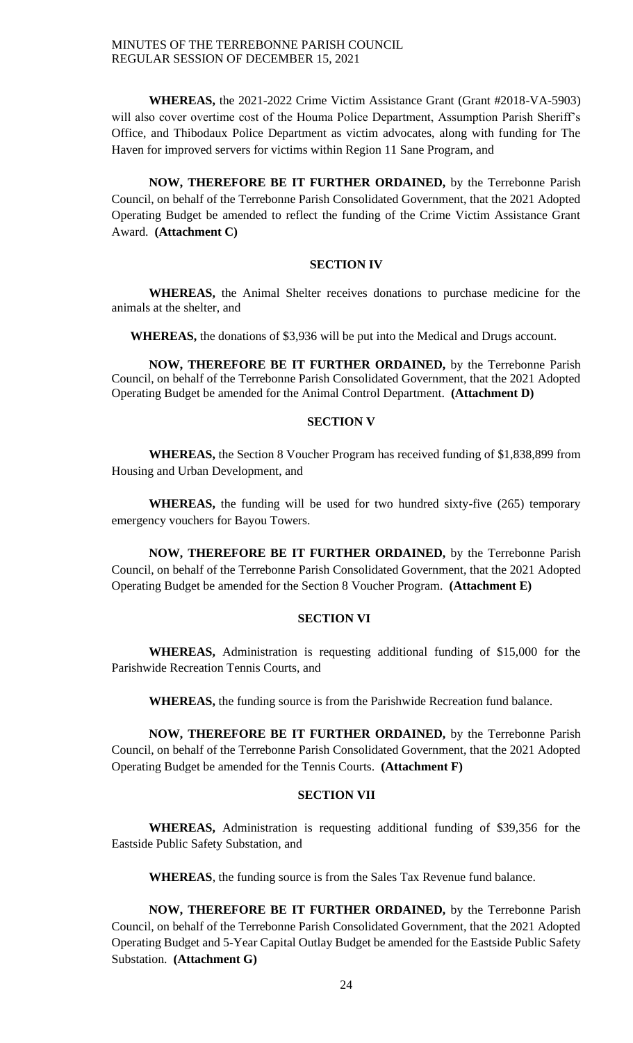**WHEREAS,** the 2021-2022 Crime Victim Assistance Grant (Grant #2018-VA-5903) will also cover overtime cost of the Houma Police Department, Assumption Parish Sheriff's Office, and Thibodaux Police Department as victim advocates, along with funding for The Haven for improved servers for victims within Region 11 Sane Program, and

**NOW, THEREFORE BE IT FURTHER ORDAINED,** by the Terrebonne Parish Council, on behalf of the Terrebonne Parish Consolidated Government, that the 2021 Adopted Operating Budget be amended to reflect the funding of the Crime Victim Assistance Grant Award. **(Attachment C)**

## SECTION IV

**WHEREAS,** the Animal Shelter receives donations to purchase medicine for the animals at the shelter, and

**WHEREAS,** the donations of $3,936 will be put into the Medical and Drugs account.

**NOW, THEREFORE BE IT FURTHER ORDAINED,** by the Terrebonne Parish Council, on behalf of the Terrebonne Parish Consolidated Government, that the 2021 Adopted Operating Budget be amended for the Animal Control Department. **(Attachment D)**

## SECTION V

**WHEREAS,** the Section 8 Voucher Program has received funding of $1,838,899 from Housing and Urban Development, and

**WHEREAS,** the funding will be used for two hundred sixty-five (265) temporary emergency vouchers for Bayou Towers.

**NOW, THEREFORE BE IT FURTHER ORDAINED,** by the Terrebonne Parish Council, on behalf of the Terrebonne Parish Consolidated Government, that the 2021 Adopted Operating Budget be amended for the Section 8 Voucher Program. **(Attachment E)**

## SECTION VI

**WHEREAS,** Administration is requesting additional funding of $15,000 for the Parishwide Recreation Tennis Courts, and

**WHEREAS,** the funding source is from the Parishwide Recreation fund balance.

**NOW, THEREFORE BE IT FURTHER ORDAINED,** by the Terrebonne Parish Council, on behalf of the Terrebonne Parish Consolidated Government, that the 2021 Adopted Operating Budget be amended for the Tennis Courts. **(Attachment F)**

## SECTION VII

**WHEREAS,** Administration is requesting additional funding of $39,356 for the Eastside Public Safety Substation, and

**WHEREAS**, the funding source is from the Sales Tax Revenue fund balance.

**NOW, THEREFORE BE IT FURTHER ORDAINED,** by the Terrebonne Parish Council, on behalf of the Terrebonne Parish Consolidated Government, that the 2021 Adopted Operating Budget and 5-Year Capital Outlay Budget be amended for the Eastside Public Safety Substation. **(Attachment G)**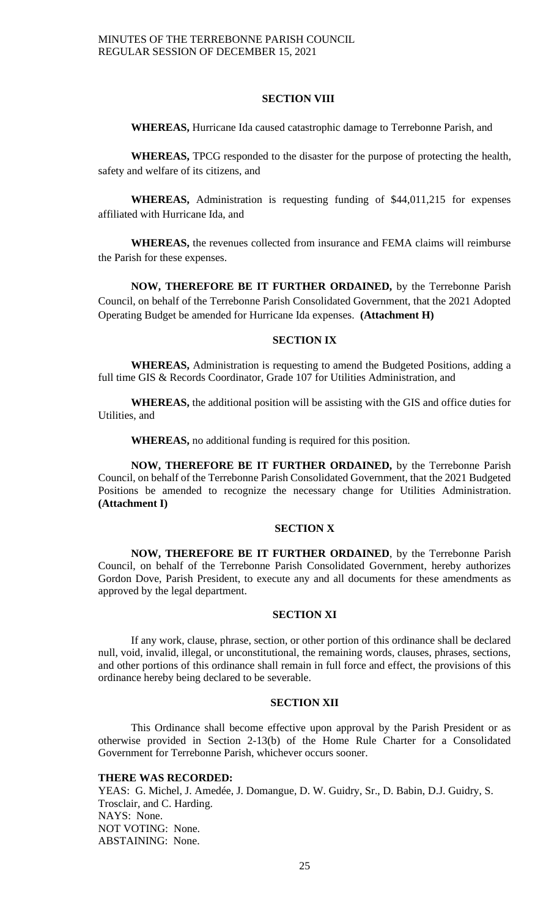### SECTION VIII

**WHEREAS,** Hurricane Ida caused catastrophic damage to Terrebonne Parish, and

**WHEREAS,** TPCG responded to the disaster for the purpose of protecting the health, safety and welfare of its citizens, and

**WHEREAS,** Administration is requesting funding of $44,011,215 for expenses affiliated with Hurricane Ida, and

**WHEREAS,** the revenues collected from insurance and FEMA claims will reimburse the Parish for these expenses.

**NOW, THEREFORE BE IT FURTHER ORDAINED,** by the Terrebonne Parish Council, on behalf of the Terrebonne Parish Consolidated Government, that the 2021 Adopted Operating Budget be amended for Hurricane Ida expenses. **(Attachment H)**

### SECTION IX

**WHEREAS,** Administration is requesting to amend the Budgeted Positions, adding a full time GIS & Records Coordinator, Grade 107 for Utilities Administration, and

**WHEREAS,** the additional position will be assisting with the GIS and office duties for Utilities, and

**WHEREAS,** no additional funding is required for this position.

**NOW, THEREFORE BE IT FURTHER ORDAINED,** by the Terrebonne Parish Council, on behalf of the Terrebonne Parish Consolidated Government, that the 2021 Budgeted Positions be amended to recognize the necessary change for Utilities Administration. **(Attachment I)**

### SECTION X

**NOW, THEREFORE BE IT FURTHER ORDAINED**, by the Terrebonne Parish Council, on behalf of the Terrebonne Parish Consolidated Government, hereby authorizes Gordon Dove, Parish President, to execute any and all documents for these amendments as approved by the legal department.

### SECTION XI

If any work, clause, phrase, section, or other portion of this ordinance shall be declared null, void, invalid, illegal, or unconstitutional, the remaining words, clauses, phrases, sections, and other portions of this ordinance shall remain in full force and effect, the provisions of this ordinance hereby being declared to be severable.

### SECTION XII

This Ordinance shall become effective upon approval by the Parish President or as otherwise provided in Section 2-13(b) of the Home Rule Charter for a Consolidated Government for Terrebonne Parish, whichever occurs sooner.

**THERE WAS RECORDED:**
YEAS: G. Michel, J. Amedée, J. Domangue, D. W. Guidry, Sr., D. Babin, D.J. Guidry, S. Trosclair, and C. Harding.
NAYS: None.
NOT VOTING: None.
ABSTAINING: None.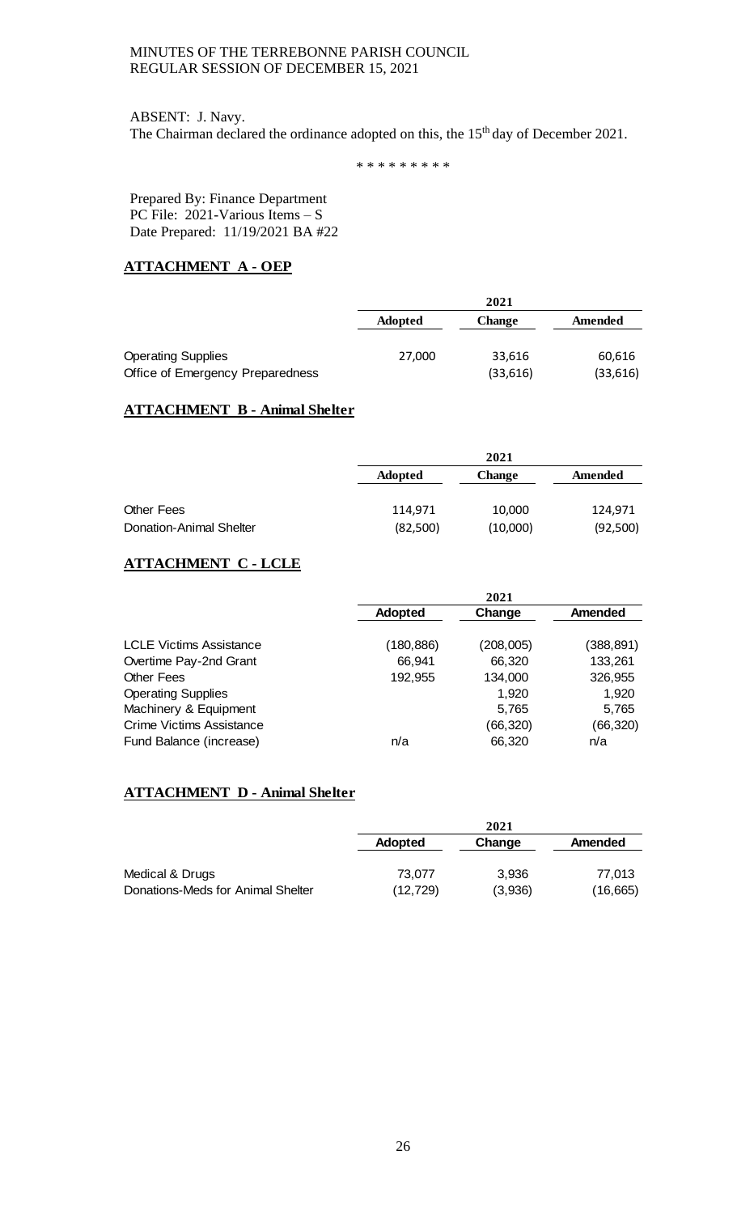ABSENT: J. Navy.

The Chairman declared the ordinance adopted on this, the 15th day of December 2021.

\* \* \* \* \* \* \* \* \*

Prepared By: Finance Department
PC File: 2021-Various Items – S
Date Prepared: 11/19/2021 BA #22

**ATTACHMENT A - OEP**

| | 2021 | | |
|---|---|---|---|
| | **Adopted** | **Change** | **Amended** |
| Operating Supplies | 27,000 | 33,616 | 60,616 |
| Office of Emergency Preparedness | | (33,616) | (33,616) |

**ATTACHMENT B - Animal Shelter**

| | 2021 | | |
|---|---|---|---|
| | **Adopted** | **Change** | **Amended** |
| Other Fees | 114,971 | 10,000 | 124,971 |
| Donation-Animal Shelter | (82,500) | (10,000) | (92,500) |

**ATTACHMENT C - LCLE**

| | 2021 | | |
|---|---|---|---|
| | **Adopted** | **Change** | **Amended** |
| LCLE Victims Assistance | (180,886) | (208,005) | (388,891) |
| Overtime Pay-2nd Grant | 66,941 | 66,320 | 133,261 |
| Other Fees | 192,955 | 134,000 | 326,955 |
| Operating Supplies | | 1,920 | 1,920 |
| Machinery & Equipment | | 5,765 | 5,765 |
| Crime Victims Assistance | | (66,320) | (66,320) |
| Fund Balance (increase) | n/a | 66,320 | n/a |

**ATTACHMENT D - Animal Shelter**

| | 2021 | | |
|---|---|---|---|
| | **Adopted** | **Change** | **Amended** |
| Medical & Drugs | 73,077 | 3,936 | 77,013 |
| Donations-Meds for Animal Shelter | (12,729) | (3,936) | (16,665) |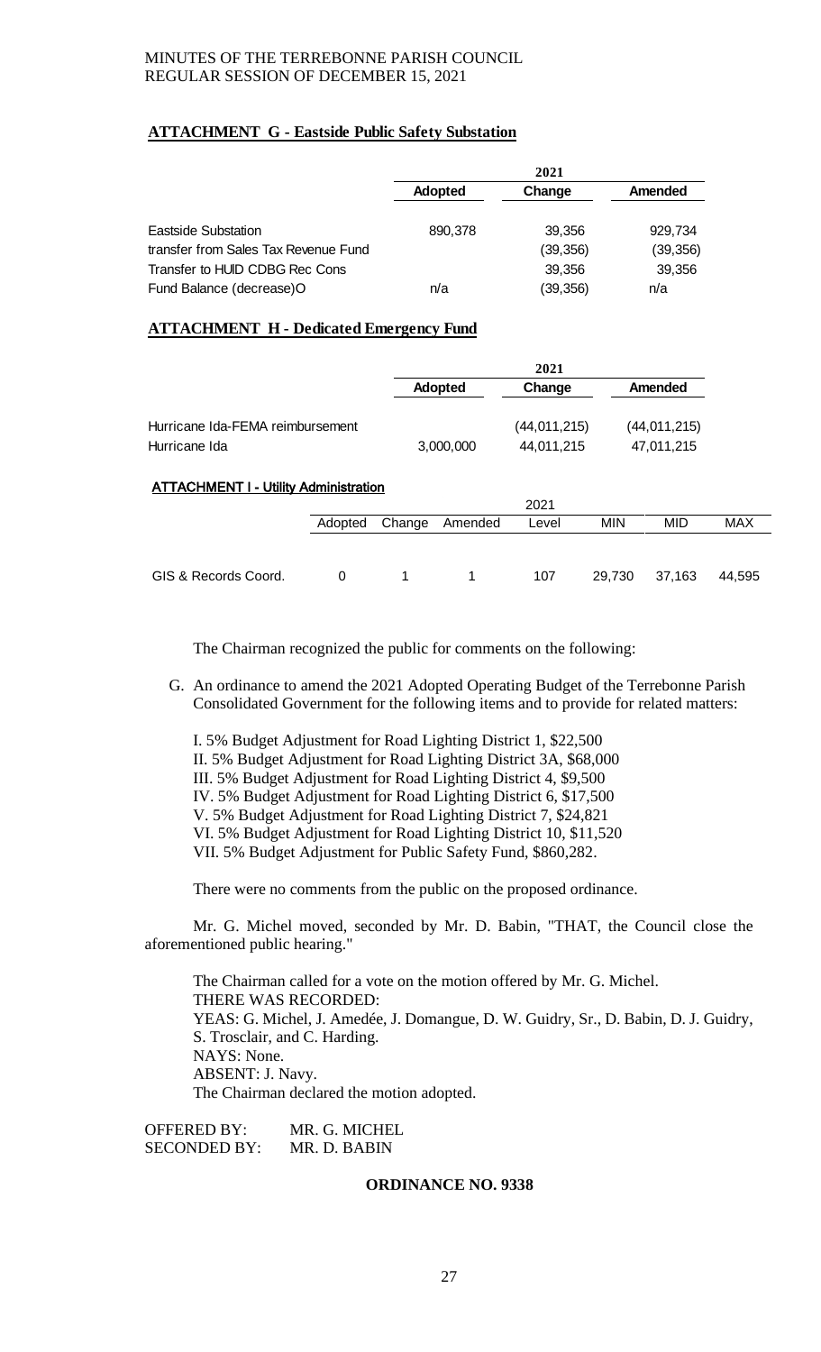**ATTACHMENT G - Eastside Public Safety Substation**

| | 2021 | | |
|---|---|---|---|
| | **Adopted** | **Change** | **Amended** |
| Eastside Substation | 890,378 | 39,356 | 929,734 |
| transfer from Sales Tax Revenue Fund | | (39,356) | (39,356) |
| Transfer to HUD CDBG Rec Cons | | 39,356 | 39,356 |
| Fund Balance (decrease)O | n/a | (39,356) | n/a |

**ATTACHMENT H - Dedicated Emergency Fund**

| | 2021 | | |
|---|---|---|---|
| | **Adopted** | **Change** | **Amended** |
| Hurricane Ida-FEMA reimbursement | | (44,011,215) | (44,011,215) |
| Hurricane Ida | 3,000,000 | 44,011,215 | 47,011,215 |

**ATTACHMENT I - Utility Administration**

| | | | | 2021 | | | |
|---|---|---|---|---|---|---|---|
| | Adopted | Change | Amended | Level | MIN | MID | MAX |
| GIS & Records Coord. | 0 | 1 | 1 | 107 | 29,730 | 37,163 | 44,595 |

The Chairman recognized the public for comments on the following:

G. An ordinance to amend the 2021 Adopted Operating Budget of the Terrebonne Parish Consolidated Government for the following items and to provide for related matters:

I. 5% Budget Adjustment for Road Lighting District 1, $22,500
II. 5% Budget Adjustment for Road Lighting District 3A, $68,000
III. 5% Budget Adjustment for Road Lighting District 4, $9,500
IV. 5% Budget Adjustment for Road Lighting District 6, $17,500
V. 5% Budget Adjustment for Road Lighting District 7, $24,821
VI. 5% Budget Adjustment for Road Lighting District 10, $11,520
VII. 5% Budget Adjustment for Public Safety Fund, $860,282.

There were no comments from the public on the proposed ordinance.

Mr. G. Michel moved, seconded by Mr. D. Babin, "THAT, the Council close the aforementioned public hearing."

The Chairman called for a vote on the motion offered by Mr. G. Michel.
THERE WAS RECORDED:
YEAS: G. Michel, J. Amedée, J. Domangue, D. W. Guidry, Sr., D. Babin, D. J. Guidry, S. Trosclair, and C. Harding.
NAYS: None.
ABSENT: J. Navy.
The Chairman declared the motion adopted.

OFFERED BY: MR. G. MICHEL
SECONDED BY: MR. D. BABIN

**ORDINANCE NO. 9338**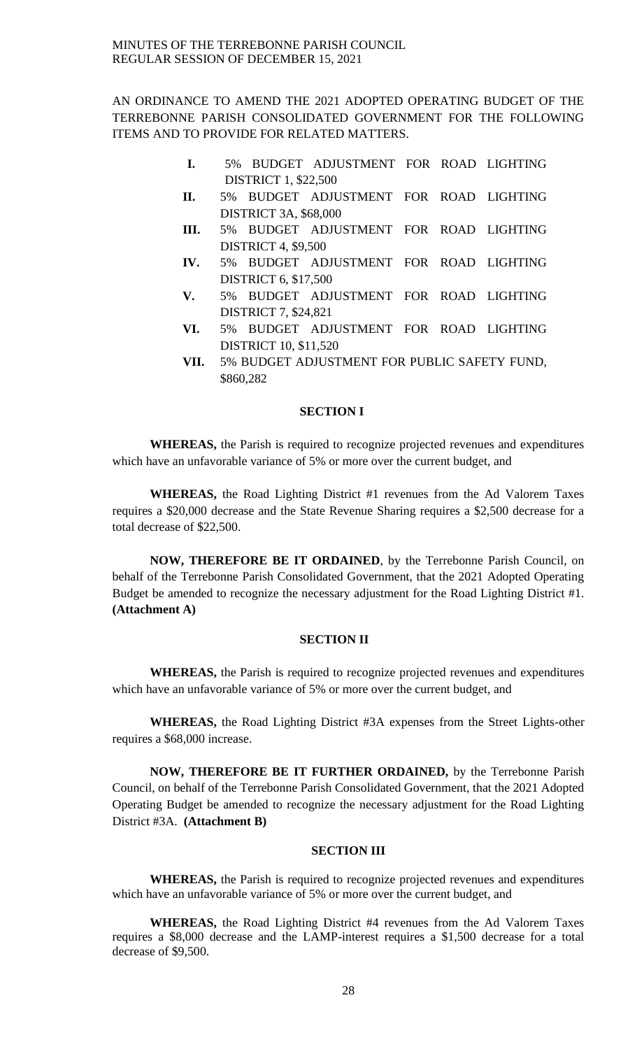AN ORDINANCE TO AMEND THE 2021 ADOPTED OPERATING BUDGET OF THE TERREBONNE PARISH CONSOLIDATED GOVERNMENT FOR THE FOLLOWING ITEMS AND TO PROVIDE FOR RELATED MATTERS.

- **I.** 5% BUDGET ADJUSTMENT FOR ROAD LIGHTING DISTRICT 1, $22,500
- **II.** 5% BUDGET ADJUSTMENT FOR ROAD LIGHTING DISTRICT 3A, $68,000
- **III.** 5% BUDGET ADJUSTMENT FOR ROAD LIGHTING DISTRICT 4, $9,500
- **IV.** 5% BUDGET ADJUSTMENT FOR ROAD LIGHTING DISTRICT 6, $17,500
- **V.** 5% BUDGET ADJUSTMENT FOR ROAD LIGHTING DISTRICT 7, $24,821
- **VI.** 5% BUDGET ADJUSTMENT FOR ROAD LIGHTING DISTRICT 10, $11,520
- **VII.** 5% BUDGET ADJUSTMENT FOR PUBLIC SAFETY FUND, $860,282

**SECTION I**

**WHEREAS,** the Parish is required to recognize projected revenues and expenditures which have an unfavorable variance of 5% or more over the current budget, and

**WHEREAS,** the Road Lighting District #1 revenues from the Ad Valorem Taxes requires a $20,000 decrease and the State Revenue Sharing requires a $2,500 decrease for a total decrease of $22,500.

**NOW, THEREFORE BE IT ORDAINED**, by the Terrebonne Parish Council, on behalf of the Terrebonne Parish Consolidated Government, that the 2021 Adopted Operating Budget be amended to recognize the necessary adjustment for the Road Lighting District #1. **(Attachment A)**

**SECTION II**

**WHEREAS,** the Parish is required to recognize projected revenues and expenditures which have an unfavorable variance of 5% or more over the current budget, and

**WHEREAS,** the Road Lighting District #3A expenses from the Street Lights-other requires a $68,000 increase.

**NOW, THEREFORE BE IT FURTHER ORDAINED,** by the Terrebonne Parish Council, on behalf of the Terrebonne Parish Consolidated Government, that the 2021 Adopted Operating Budget be amended to recognize the necessary adjustment for the Road Lighting District #3A. **(Attachment B)**

**SECTION III**

**WHEREAS,** the Parish is required to recognize projected revenues and expenditures which have an unfavorable variance of 5% or more over the current budget, and

**WHEREAS,** the Road Lighting District #4 revenues from the Ad Valorem Taxes requires a $8,000 decrease and the LAMP-interest requires a $1,500 decrease for a total decrease of $9,500.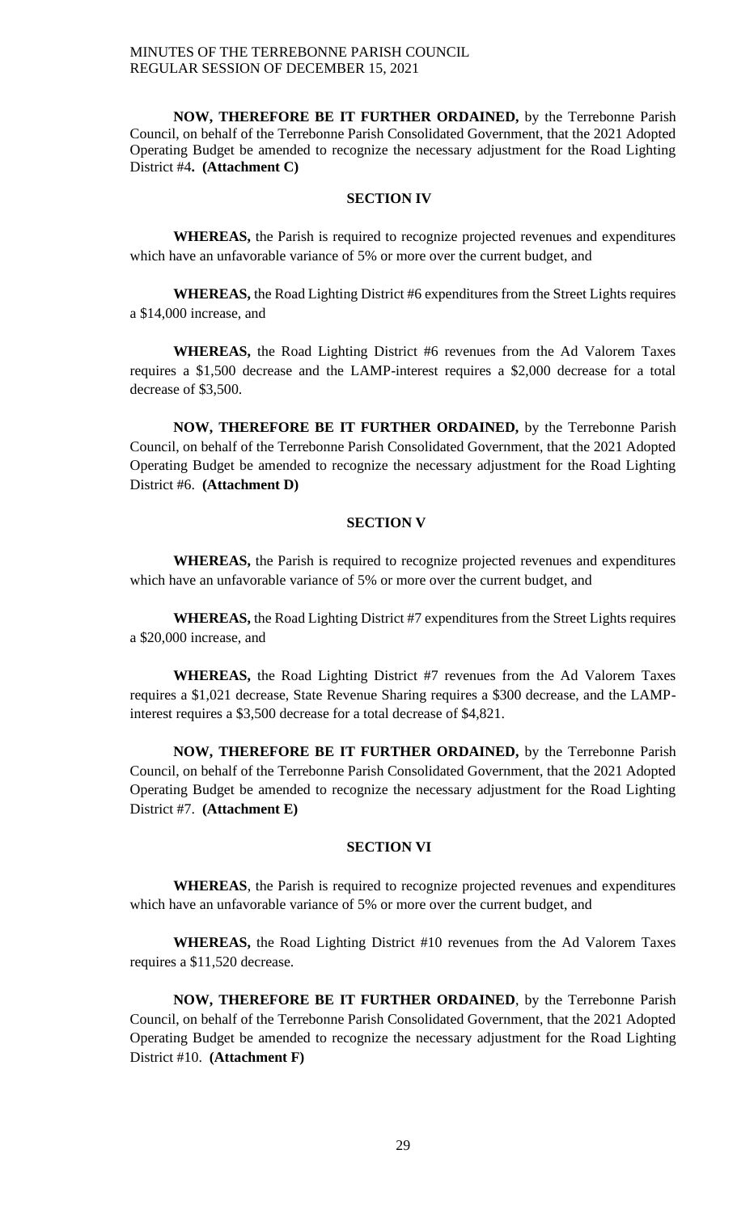**NOW, THEREFORE BE IT FURTHER ORDAINED,** by the Terrebonne Parish Council, on behalf of the Terrebonne Parish Consolidated Government, that the 2021 Adopted Operating Budget be amended to recognize the necessary adjustment for the Road Lighting District #4**. (Attachment C)**

**SECTION IV**

**WHEREAS,** the Parish is required to recognize projected revenues and expenditures which have an unfavorable variance of 5% or more over the current budget, and

**WHEREAS,** the Road Lighting District #6 expenditures from the Street Lights requires a $14,000 increase, and

**WHEREAS,** the Road Lighting District #6 revenues from the Ad Valorem Taxes requires a $1,500 decrease and the LAMP-interest requires a $2,000 decrease for a total decrease of $3,500.

**NOW, THEREFORE BE IT FURTHER ORDAINED,** by the Terrebonne Parish Council, on behalf of the Terrebonne Parish Consolidated Government, that the 2021 Adopted Operating Budget be amended to recognize the necessary adjustment for the Road Lighting District #6. **(Attachment D)**

**SECTION V**

**WHEREAS,** the Parish is required to recognize projected revenues and expenditures which have an unfavorable variance of 5% or more over the current budget, and

**WHEREAS,** the Road Lighting District #7 expenditures from the Street Lights requires a $20,000 increase, and

**WHEREAS,** the Road Lighting District #7 revenues from the Ad Valorem Taxes requires a $1,021 decrease, State Revenue Sharing requires a $300 decrease, and the LAMP-interest requires a $3,500 decrease for a total decrease of $4,821.

**NOW, THEREFORE BE IT FURTHER ORDAINED,** by the Terrebonne Parish Council, on behalf of the Terrebonne Parish Consolidated Government, that the 2021 Adopted Operating Budget be amended to recognize the necessary adjustment for the Road Lighting District #7. **(Attachment E)**

**SECTION VI**

**WHEREAS**, the Parish is required to recognize projected revenues and expenditures which have an unfavorable variance of 5% or more over the current budget, and

**WHEREAS,** the Road Lighting District #10 revenues from the Ad Valorem Taxes requires a $11,520 decrease.

**NOW, THEREFORE BE IT FURTHER ORDAINED**, by the Terrebonne Parish Council, on behalf of the Terrebonne Parish Consolidated Government, that the 2021 Adopted Operating Budget be amended to recognize the necessary adjustment for the Road Lighting District #10. **(Attachment F)**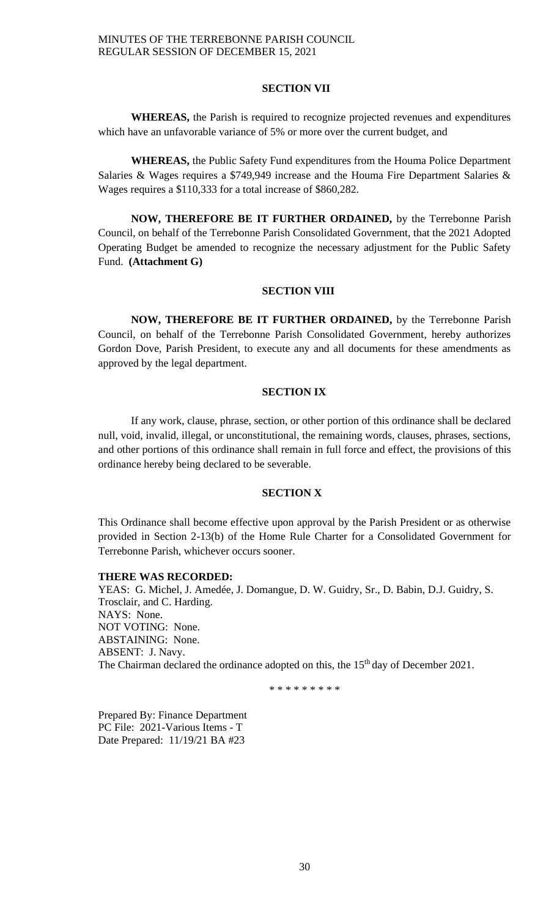**SECTION VII**

**WHEREAS,** the Parish is required to recognize projected revenues and expenditures which have an unfavorable variance of 5% or more over the current budget, and

**WHEREAS,** the Public Safety Fund expenditures from the Houma Police Department Salaries & Wages requires a $749,949 increase and the Houma Fire Department Salaries & Wages requires a $110,333 for a total increase of $860,282.

**NOW, THEREFORE BE IT FURTHER ORDAINED,** by the Terrebonne Parish Council, on behalf of the Terrebonne Parish Consolidated Government, that the 2021 Adopted Operating Budget be amended to recognize the necessary adjustment for the Public Safety Fund. **(Attachment G)**

**SECTION VIII**

**NOW, THEREFORE BE IT FURTHER ORDAINED,** by the Terrebonne Parish Council, on behalf of the Terrebonne Parish Consolidated Government, hereby authorizes Gordon Dove, Parish President, to execute any and all documents for these amendments as approved by the legal department.

**SECTION IX**

If any work, clause, phrase, section, or other portion of this ordinance shall be declared null, void, invalid, illegal, or unconstitutional, the remaining words, clauses, phrases, sections, and other portions of this ordinance shall remain in full force and effect, the provisions of this ordinance hereby being declared to be severable.

**SECTION X**

This Ordinance shall become effective upon approval by the Parish President or as otherwise provided in Section 2-13(b) of the Home Rule Charter for a Consolidated Government for Terrebonne Parish, whichever occurs sooner.

**THERE WAS RECORDED:**
YEAS: G. Michel, J. Amedée, J. Domangue, D. W. Guidry, Sr., D. Babin, D.J. Guidry, S. Trosclair, and C. Harding.
NAYS: None.
NOT VOTING: None.
ABSTAINING: None.
ABSENT: J. Navy.
The Chairman declared the ordinance adopted on this, the 15th day of December 2021.

\* \* \* \* \* \* \* \* \*

Prepared By: Finance Department
PC File: 2021-Various Items - T
Date Prepared: 11/19/21 BA #23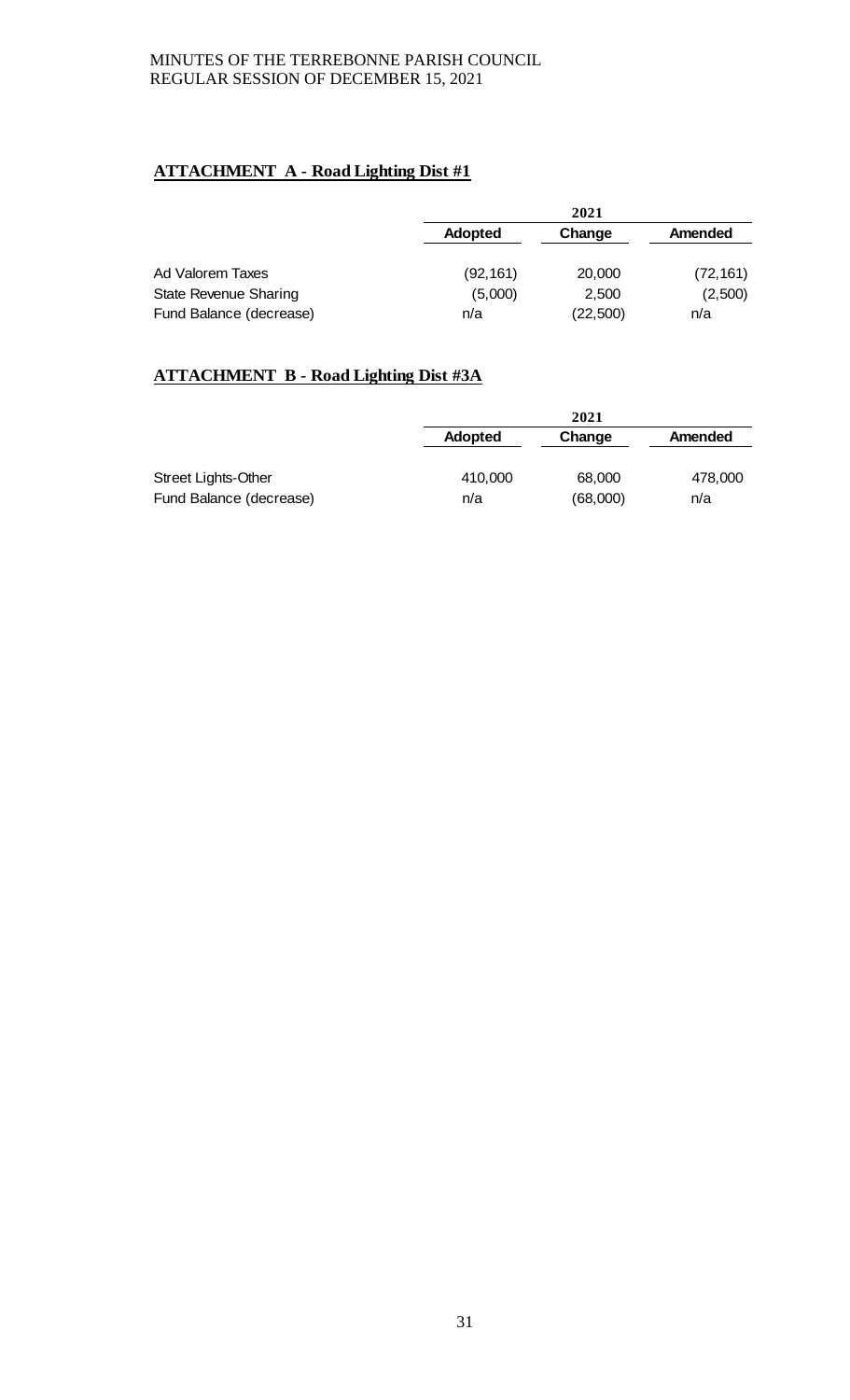**ATTACHMENT A - Road Lighting Dist #1**

| | 2021 | | |
|---|---|---|---|
| | **Adopted** | **Change** | **Amended** |
| Ad Valorem Taxes | (92,161) | 20,000 | (72,161) |
| State Revenue Sharing | (5,000) | 2,500 | (2,500) |
| Fund Balance (decrease) | n/a | (22,500) | n/a |

**ATTACHMENT B - Road Lighting Dist #3A**

| | 2021 | | |
|---|---|---|---|
| | **Adopted** | **Change** | **Amended** |
| Street Lights-Other | 410,000 | 68,000 | 478,000 |
| Fund Balance (decrease) | n/a | (68,000) | n/a |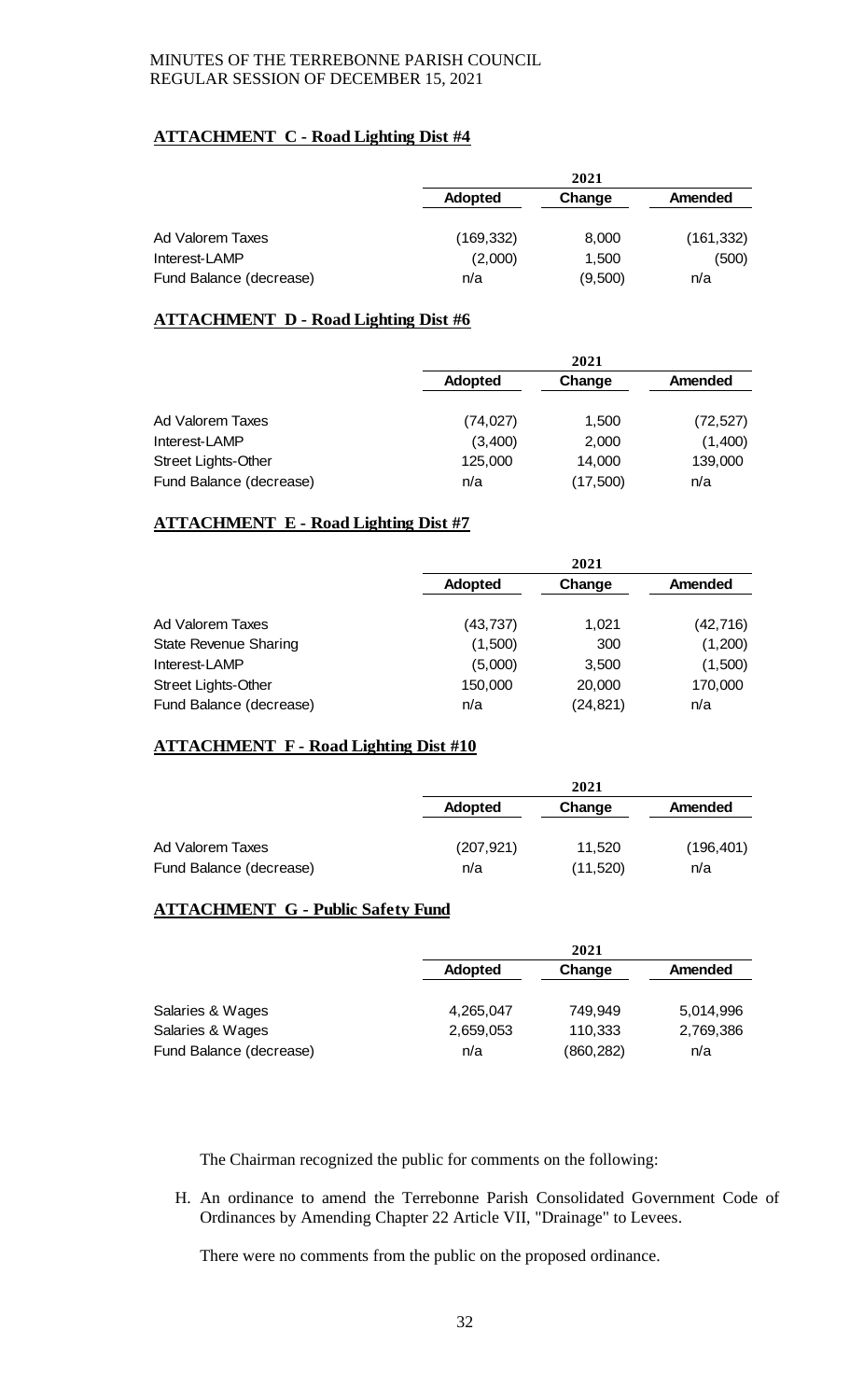**ATTACHMENT C - Road Lighting Dist #4**

| | 2021 | | |
|---|---|---|---|
| | Adopted | Change | Amended |
| Ad Valorem Taxes | (169,332) | 8,000 | (161,332) |
| Interest-LAMP | (2,000) | 1,500 | (500) |
| Fund Balance (decrease) | n/a | (9,500) | n/a |

**ATTACHMENT D - Road Lighting Dist #6**

| | 2021 | | |
|---|---|---|---|
| | Adopted | Change | Amended |
| Ad Valorem Taxes | (74,027) | 1,500 | (72,527) |
| Interest-LAMP | (3,400) | 2,000 | (1,400) |
| Street Lights-Other | 125,000 | 14,000 | 139,000 |
| Fund Balance (decrease) | n/a | (17,500) | n/a |

**ATTACHMENT E - Road Lighting Dist #7**

| | 2021 | | |
|---|---|---|---|
| | Adopted | Change | Amended |
| Ad Valorem Taxes | (43,737) | 1,021 | (42,716) |
| State Revenue Sharing | (1,500) | 300 | (1,200) |
| Interest-LAMP | (5,000) | 3,500 | (1,500) |
| Street Lights-Other | 150,000 | 20,000 | 170,000 |
| Fund Balance (decrease) | n/a | (24,821) | n/a |

**ATTACHMENT F - Road Lighting Dist #10**

| | 2021 | | |
|---|---|---|---|
| | Adopted | Change | Amended |
| Ad Valorem Taxes | (207,921) | 11,520 | (196,401) |
| Fund Balance (decrease) | n/a | (11,520) | n/a |

**ATTACHMENT G - Public Safety Fund**

| | 2021 | | |
|---|---|---|---|
| | Adopted | Change | Amended |
| Salaries & Wages | 4,265,047 | 749,949 | 5,014,996 |
| Salaries & Wages | 2,659,053 | 110,333 | 2,769,386 |
| Fund Balance (decrease) | n/a | (860,282) | n/a |

The Chairman recognized the public for comments on the following:

H. An ordinance to amend the Terrebonne Parish Consolidated Government Code of Ordinances by Amending Chapter 22 Article VII, "Drainage" to Levees.

There were no comments from the public on the proposed ordinance.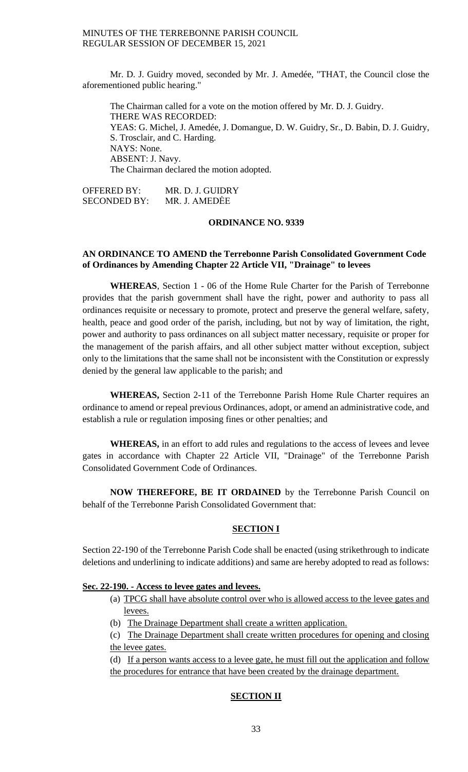Mr. D. J. Guidry moved, seconded by Mr. J. Amedée, "THAT, the Council close the aforementioned public hearing."

The Chairman called for a vote on the motion offered by Mr. D. J. Guidry.
THERE WAS RECORDED:
YEAS: G. Michel, J. Amedée, J. Domangue, D. W. Guidry, Sr., D. Babin, D. J. Guidry, S. Trosclair, and C. Harding.
NAYS: None.
ABSENT: J. Navy.
The Chairman declared the motion adopted.

OFFERED BY: MR. D. J. GUIDRY
SECONDED BY: MR. J. AMEDĖE

**ORDINANCE NO. 9339**

**AN ORDINANCE TO AMEND the Terrebonne Parish Consolidated Government Code of Ordinances by Amending Chapter 22 Article VII, "Drainage" to levees**

**WHEREAS**, Section 1 - 06 of the Home Rule Charter for the Parish of Terrebonne provides that the parish government shall have the right, power and authority to pass all ordinances requisite or necessary to promote, protect and preserve the general welfare, safety, health, peace and good order of the parish, including, but not by way of limitation, the right, power and authority to pass ordinances on all subject matter necessary, requisite or proper for the management of the parish affairs, and all other subject matter without exception, subject only to the limitations that the same shall not be inconsistent with the Constitution or expressly denied by the general law applicable to the parish; and

**WHEREAS,** Section 2-11 of the Terrebonne Parish Home Rule Charter requires an ordinance to amend or repeal previous Ordinances, adopt, or amend an administrative code, and establish a rule or regulation imposing fines or other penalties; and

**WHEREAS,** in an effort to add rules and regulations to the access of levees and levee gates in accordance with Chapter 22 Article VII, "Drainage" of the Terrebonne Parish Consolidated Government Code of Ordinances.

**NOW THEREFORE, BE IT ORDAINED** by the Terrebonne Parish Council on behalf of the Terrebonne Parish Consolidated Government that:

**SECTION I**

Section 22-190 of the Terrebonne Parish Code shall be enacted (using strikethrough to indicate deletions and underlining to indicate additions) and same are hereby adopted to read as follows:

**Sec. 22-190. - Access to levee gates and levees.**

(a) <u>TPCG shall have absolute control over who is allowed access to the levee gates and levees.</u>

(b) <u>The Drainage Department shall create a written application.</u>

(c) <u>The Drainage Department shall create written procedures for opening and closing the levee gates.</u>

(d) <u>If a person wants access to a levee gate, he must fill out the application and follow the procedures for entrance that have been created by the drainage department.</u>

**SECTION II**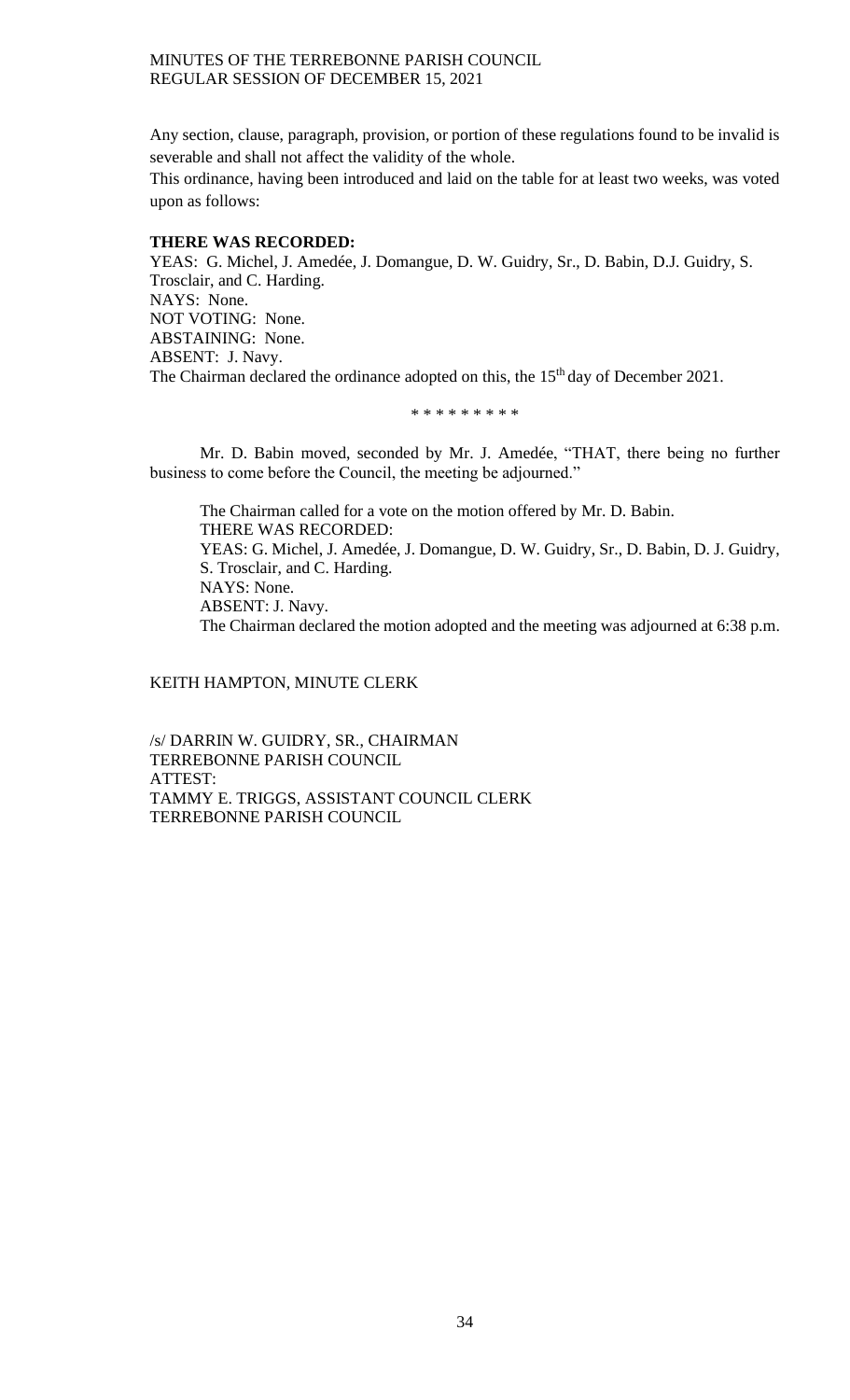Any section, clause, paragraph, provision, or portion of these regulations found to be invalid is severable and shall not affect the validity of the whole.

This ordinance, having been introduced and laid on the table for at least two weeks, was voted upon as follows:

**THERE WAS RECORDED:**

YEAS: G. Michel, J. Amedée, J. Domangue, D. W. Guidry, Sr., D. Babin, D.J. Guidry, S. Trosclair, and C. Harding.

NAYS: None.

NOT VOTING: None.

ABSTAINING: None.

ABSENT: J. Navy.

The Chairman declared the ordinance adopted on this, the 15th day of December 2021.

\* \* \* \* \* \* \* \* \*

Mr. D. Babin moved, seconded by Mr. J. Amedée, "THAT, there being no further business to come before the Council, the meeting be adjourned."

The Chairman called for a vote on the motion offered by Mr. D. Babin.

THERE WAS RECORDED:

YEAS: G. Michel, J. Amedée, J. Domangue, D. W. Guidry, Sr., D. Babin, D. J. Guidry, S. Trosclair, and C. Harding.

NAYS: None.

ABSENT: J. Navy.

The Chairman declared the motion adopted and the meeting was adjourned at 6:38 p.m.

KEITH HAMPTON, MINUTE CLERK

/s/ DARRIN W. GUIDRY, SR., CHAIRMAN
TERREBONNE PARISH COUNCIL
ATTEST:
TAMMY E. TRIGGS, ASSISTANT COUNCIL CLERK
TERREBONNE PARISH COUNCIL